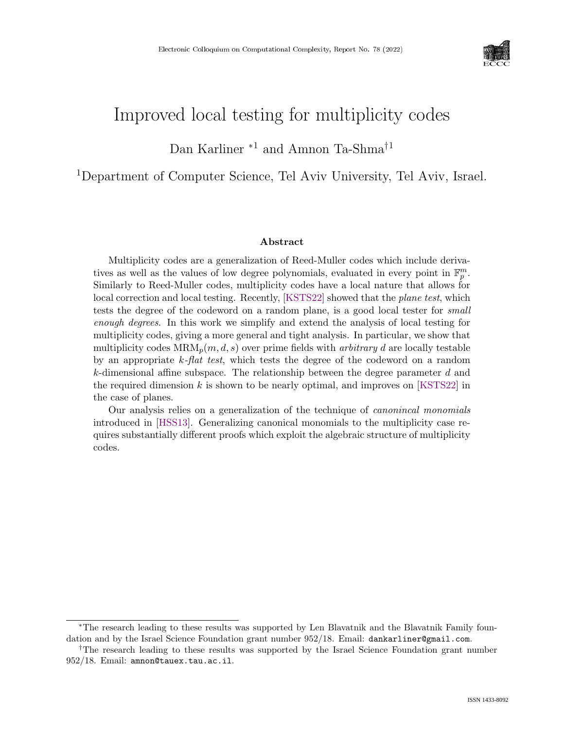# Improved local testing for multiplicity codes

Dan Karliner [*1] and Amnon Ta-Shma[†1]

[1]Department of Computer Science, Tel Aviv University, Tel Aviv, Israel.

### Abstract

Multiplicity codes are a generalization of Reed-Muller codes which include derivatives as well as the values of low degree polynomials, evaluated in every point in $\mathbb{F}_p^m$. Similarly to Reed-Muller codes, multiplicity codes have a local nature that allows for local correction and local testing. Recently, [KSTS22] showed that the *plane test*, which tests the degree of the codeword on a random plane, is a good local tester for *small enough degrees*. In this work we simplify and extend the analysis of local testing for multiplicity codes, giving a more general and tight analysis. In particular, we show that multiplicity codes $\mathrm{MRM}_p(m, d, s)$ over prime fields with *arbitrary* $d$ are locally testable by an appropriate *k-flat test*, which tests the degree of the codeword on a random $k$-dimensional affine subspace. The relationship between the degree parameter $d$ and the required dimension $k$ is shown to be nearly optimal, and improves on [KSTS22] in the case of planes.

Our analysis relies on a generalization of the technique of *canonincal monomials* introduced in [HSS13]. Generalizing canonical monomials to the multiplicity case requires substantially different proofs which exploit the algebraic structure of multiplicity codes.

---

[*]The research leading to these results was supported by Len Blavatnik and the Blavatnik Family foundation and by the Israel Science Foundation grant number 952/18. Email: dankarliner@gmail.com.

[†]The research leading to these results was supported by the Israel Science Foundation grant number 952/18. Email: amnon@tauex.tau.ac.il.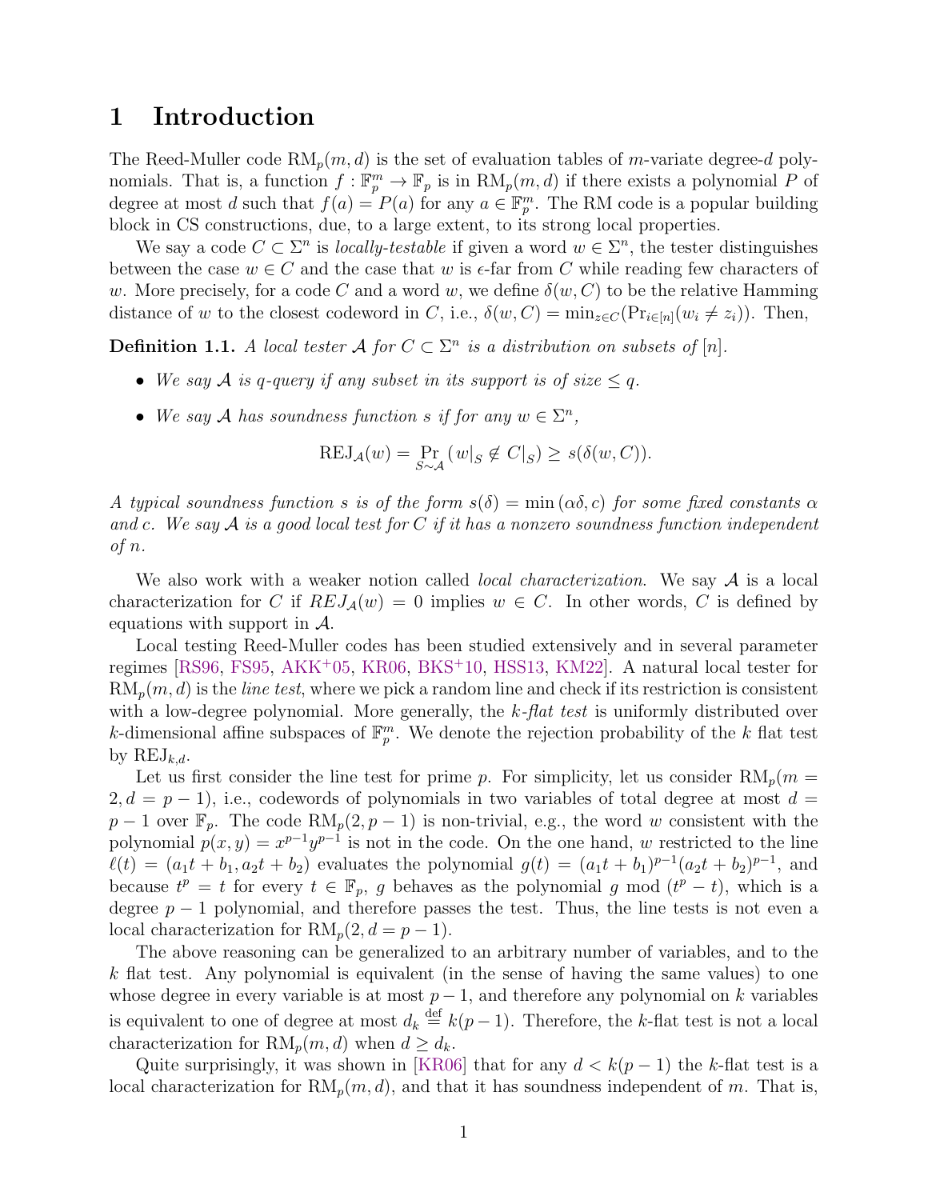# 1 Introduction

The Reed-Muller code $\mathrm{RM}_p(m,d)$ is the set of evaluation tables of $m$-variate degree-$d$ polynomials. That is, a function $f : \mathbb{F}_p^m \to \mathbb{F}_p$ is in $\mathrm{RM}_p(m,d)$ if there exists a polynomial $P$ of degree at most $d$ such that $f(a) = P(a)$ for any $a \in \mathbb{F}_p^m$. The RM code is a popular building block in CS constructions, due, to a large extent, to its strong local properties.

We say a code $C \subset \Sigma^n$ is *locally-testable* if given a word $w \in \Sigma^n$, the tester distinguishes between the case $w \in C$ and the case that $w$ is $\epsilon$-far from $C$ while reading few characters of $w$. More precisely, for a code $C$ and a word $w$, we define $\delta(w,C)$ to be the relative Hamming distance of $w$ to the closest codeword in $C$, i.e., $\delta(w,C) = \min_{z \in C}(\Pr_{i\in[n]}(w_i \neq z_i))$. Then,

**Definition 1.1.** *A local tester $\mathcal{A}$ for $C \subset \Sigma^n$ is a distribution on subsets of $[n]$.*

- *We say $\mathcal{A}$ is $q$-query if any subset in its support is of size $\leq q$.*
- *We say $\mathcal{A}$ has soundness function $s$ if for any $w \in \Sigma^n$,*

$$\mathrm{REJ}_{\mathcal{A}}(w) = \Pr_{S\sim\mathcal{A}}\left(w|_S \notin C|_S\right) \geq s(\delta(w,C)).$$

*A typical soundness function $s$ is of the form $s(\delta) = \min(\alpha\delta, c)$ for some fixed constants $\alpha$ and $c$. We say $\mathcal{A}$ is a good local test for $C$ if it has a nonzero soundness function independent of $n$.*

We also work with a weaker notion called *local characterization*. We say $\mathcal{A}$ is a local characterization for $C$ if $REJ_{\mathcal{A}}(w) = 0$ implies $w \in C$. In other words, $C$ is defined by equations with support in $\mathcal{A}$.

Local testing Reed-Muller codes has been studied extensively and in several parameter regimes [RS96, FS95, AKK+05, KR06, BKS+10, HSS13, KM22]. A natural local tester for $\mathrm{RM}_p(m,d)$ is the *line test*, where we pick a random line and check if its restriction is consistent with a low-degree polynomial. More generally, the $k$*-flat test* is uniformly distributed over $k$-dimensional affine subspaces of $\mathbb{F}_p^m$. We denote the rejection probability of the $k$ flat test by $\mathrm{REJ}_{k,d}$.

Let us first consider the line test for prime $p$. For simplicity, let us consider $\mathrm{RM}_p(m = 2, d = p-1)$, i.e., codewords of polynomials in two variables of total degree at most $d = p-1$ over $\mathbb{F}_p$. The code $\mathrm{RM}_p(2, p-1)$ is non-trivial, e.g., the word $w$ consistent with the polynomial $p(x,y) = x^{p-1}y^{p-1}$ is not in the code. On the one hand, $w$ restricted to the line $\ell(t) = (a_1t + b_1, a_2t + b_2)$ evaluates the polynomial $g(t) = (a_1t + b_1)^{p-1}(a_2t + b_2)^{p-1}$, and because $t^p = t$ for every $t \in \mathbb{F}_p$, $g$ behaves as the polynomial $g \bmod (t^p - t)$, which is a degree $p-1$ polynomial, and therefore passes the test. Thus, the line tests is not even a local characterization for $\mathrm{RM}_p(2, d = p-1)$.

The above reasoning can be generalized to an arbitrary number of variables, and to the $k$ flat test. Any polynomial is equivalent (in the sense of having the same values) to one whose degree in every variable is at most $p-1$, and therefore any polynomial on $k$ variables is equivalent to one of degree at most $d_k \stackrel{\text{def}}{=} k(p-1)$. Therefore, the $k$-flat test is not a local characterization for $\mathrm{RM}_p(m,d)$ when $d \geq d_k$.

Quite surprisingly, it was shown in [KR06] that for any $d < k(p-1)$ the $k$-flat test is a local characterization for $\mathrm{RM}_p(m,d)$, and that it has soundness independent of $m$. That is,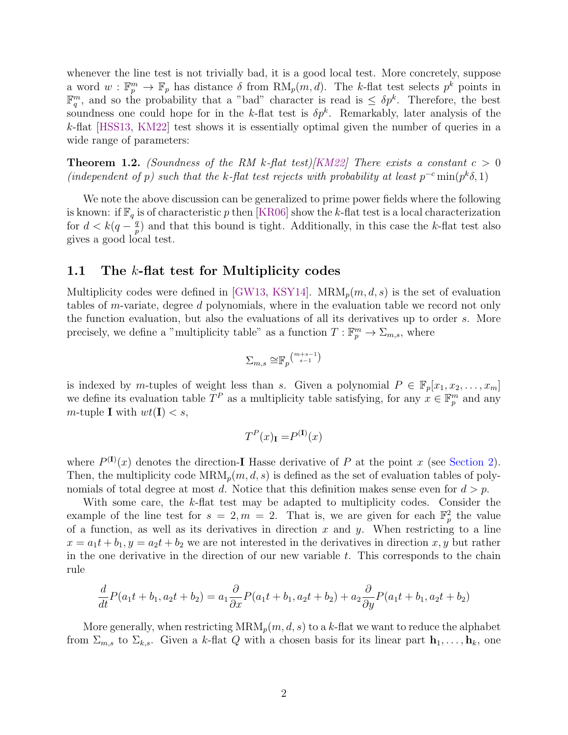whenever the line test is not trivially bad, it is a good local test. More concretely, suppose a word $w : \mathbb{F}_p^m \to \mathbb{F}_p$ has distance $\delta$ from $\mathrm{RM}_p(m,d)$. The $k$-flat test selects $p^k$ points in $\mathbb{F}_q^m$, and so the probability that a "bad" character is read is $\leq \delta p^k$. Therefore, the best soundness one could hope for in the $k$-flat test is $\delta p^k$. Remarkably, later analysis of the $k$-flat [HSS13, KM22] test shows it is essentially optimal given the number of queries in a wide range of parameters:

**Theorem 1.2.** *(Soundness of the RM k-flat test)[KM22] There exists a constant $c > 0$ (independent of $p$) such that the $k$-flat test rejects with probability at least $p^{-c}\min(p^k\delta, 1)$*

We note the above discussion can be generalized to prime power fields where the following is known: if $\mathbb{F}_q$ is of characteristic $p$ then [KR06] show the $k$-flat test is a local characterization for $d < k(q - \frac{q}{p})$ and that this bound is tight. Additionally, in this case the $k$-flat test also gives a good local test.

## 1.1 The $k$-flat test for Multiplicity codes

Multiplicity codes were defined in [GW13, KSY14]. $\mathrm{MRM}_p(m,d,s)$ is the set of evaluation tables of $m$-variate, degree $d$ polynomials, where in the evaluation table we record not only the function evaluation, but also the evaluations of all its derivatives up to order $s$. More precisely, we define a "multiplicity table" as a function $T : \mathbb{F}_p^m \to \Sigma_{m,s}$, where

$$\Sigma_{m,s} \cong \mathbb{F}_p^{\binom{m+s-1}{s-1}}$$

is indexed by $m$-tuples of weight less than $s$. Given a polynomial $P \in \mathbb{F}_p[x_1, x_2, \ldots, x_m]$ we define its evaluation table $T^P$ as a multiplicity table satisfying, for any $x \in \mathbb{F}_p^m$ and any $m$-tuple $\mathbf{I}$ with $wt(\mathbf{I}) < s$,

$$T^P(x)_{\mathbf{I}} = P^{(\mathbf{I})}(x)$$

where $P^{(\mathbf{I})}(x)$ denotes the direction-$\mathbf{I}$ Hasse derivative of $P$ at the point $x$ (see Section 2). Then, the multiplicity code $\mathrm{MRM}_p(m,d,s)$ is defined as the set of evaluation tables of polynomials of total degree at most $d$. Notice that this definition makes sense even for $d > p$.

With some care, the $k$-flat test may be adapted to multiplicity codes. Consider the example of the line test for $s = 2, m = 2$. That is, we are given for each $\mathbb{F}_p^2$ the value of a function, as well as its derivatives in direction $x$ and $y$. When restricting to a line $x = a_1t + b_1, y = a_2t + b_2$ we are not interested in the derivatives in direction $x, y$ but rather in the one derivative in the direction of our new variable $t$. This corresponds to the chain rule

$$\frac{d}{dt}P(a_1t + b_1, a_2t + b_2) = a_1\frac{\partial}{\partial x}P(a_1t + b_1, a_2t + b_2) + a_2\frac{\partial}{\partial y}P(a_1t + b_1, a_2t + b_2)$$

More generally, when restricting $\mathrm{MRM}_p(m,d,s)$ to a $k$-flat we want to reduce the alphabet from $\Sigma_{m,s}$ to $\Sigma_{k,s}$. Given a $k$-flat $Q$ with a chosen basis for its linear part $\mathbf{h}_1, \ldots, \mathbf{h}_k$, one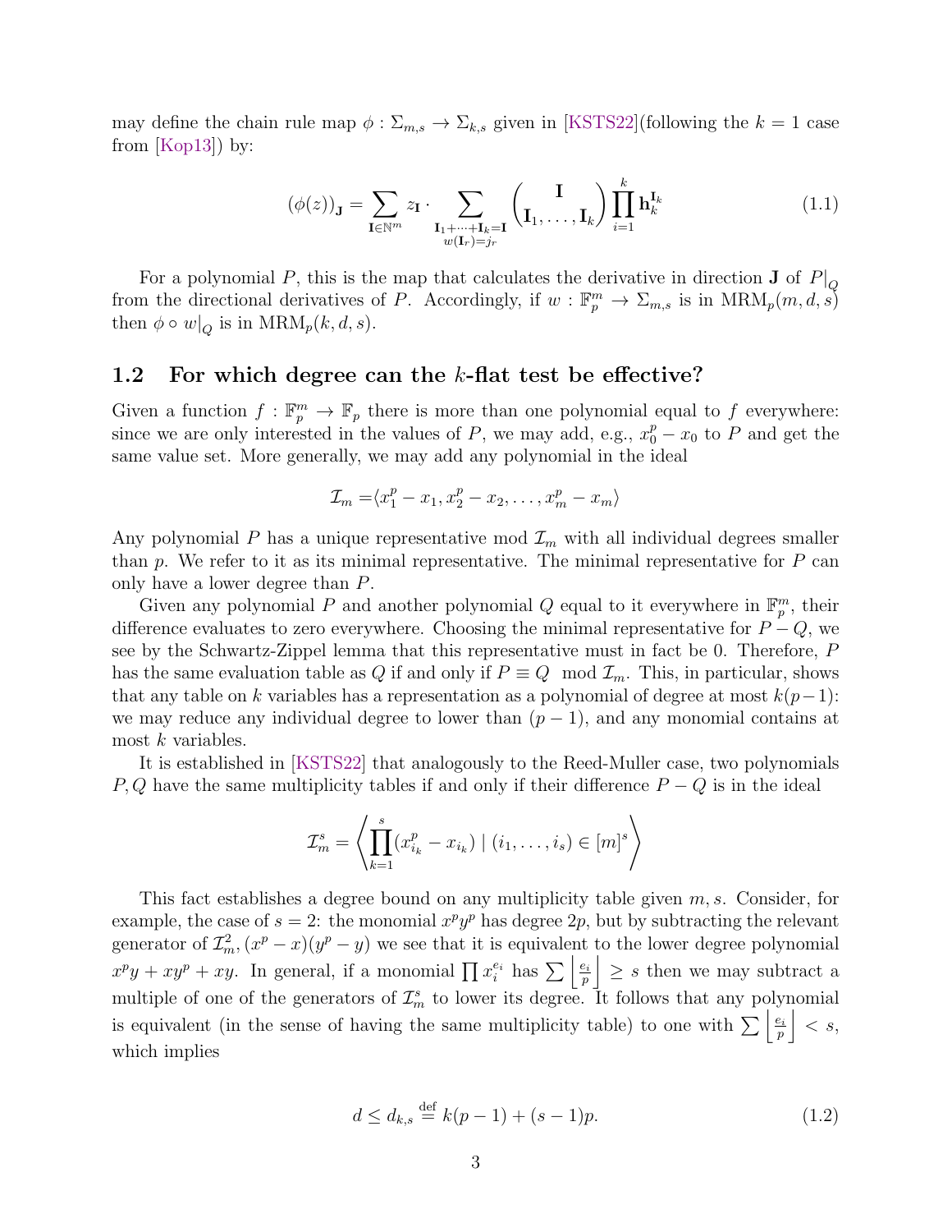may define the chain rule map $\phi : \Sigma_{m,s} \to \Sigma_{k,s}$ given in [KSTS22](following the $k = 1$ case from [Kop13]) by:

$$(\phi(z))_{\mathbf{J}} = \sum_{\mathbf{I} \in \mathbb{N}^m} z_{\mathbf{I}} \cdot \sum_{\substack{\mathbf{I}_1 + \cdots + \mathbf{I}_k = \mathbf{I} \\ w(\mathbf{I}_r) = j_r}} \binom{\mathbf{I}}{\mathbf{I}_1, \ldots, \mathbf{I}_k} \prod_{i=1}^{k} \mathbf{h}_k^{\mathbf{I}_k} \tag{1.1}$$

For a polynomial $P$, this is the map that calculates the derivative in direction $\mathbf{J}$ of $P|_Q$ from the directional derivatives of $P$. Accordingly, if $w : \mathbb{F}_p^m \to \Sigma_{m,s}$ is in $\mathrm{MRM}_p(m, d, s)$ then $\phi \circ w|_Q$ is in $\mathrm{MRM}_p(k, d, s)$.

## 1.2 For which degree can the $k$-flat test be effective?

Given a function $f : \mathbb{F}_p^m \to \mathbb{F}_p$ there is more than one polynomial equal to $f$ everywhere: since we are only interested in the values of $P$, we may add, e.g., $x_0^p - x_0$ to $P$ and get the same value set. More generally, we may add any polynomial in the ideal

$$\mathcal{I}_m = \langle x_1^p - x_1, x_2^p - x_2, \ldots, x_m^p - x_m \rangle$$

Any polynomial $P$ has a unique representative mod $\mathcal{I}_m$ with all individual degrees smaller than $p$. We refer to it as its minimal representative. The minimal representative for $P$ can only have a lower degree than $P$.

Given any polynomial $P$ and another polynomial $Q$ equal to it everywhere in $\mathbb{F}_p^m$, their difference evaluates to zero everywhere. Choosing the minimal representative for $P - Q$, we see by the Schwartz-Zippel lemma that this representative must in fact be 0. Therefore, $P$ has the same evaluation table as $Q$ if and only if $P \equiv Q \mod \mathcal{I}_m$. This, in particular, shows that any table on $k$ variables has a representation as a polynomial of degree at most $k(p-1)$: we may reduce any individual degree to lower than $(p-1)$, and any monomial contains at most $k$ variables.

It is established in [KSTS22] that analogously to the Reed-Muller case, two polynomials $P, Q$ have the same multiplicity tables if and only if their difference $P - Q$ is in the ideal

$$\mathcal{I}_m^s = \left\langle \prod_{k=1}^{s} (x_{i_k}^p - x_{i_k}) \mid (i_1, \ldots, i_s) \in [m]^s \right\rangle$$

This fact establishes a degree bound on any multiplicity table given $m, s$. Consider, for example, the case of $s = 2$: the monomial $x^p y^p$ has degree $2p$, but by subtracting the relevant generator of $\mathcal{I}_m^2$, $(x^p - x)(y^p - y)$ we see that it is equivalent to the lower degree polynomial $x^p y + x y^p + xy$. In general, if a monomial $\prod x_i^{e_i}$ has $\sum \left\lfloor \frac{e_i}{p} \right\rfloor \geq s$ then we may subtract a multiple of one of the generators of $\mathcal{I}_m^s$ to lower its degree. It follows that any polynomial is equivalent (in the sense of having the same multiplicity table) to one with $\sum \left\lfloor \frac{e_i}{p} \right\rfloor < s$, which implies

$$d \leq d_{k,s} \stackrel{\text{def}}{=} k(p-1) + (s-1)p. \tag{1.2}$$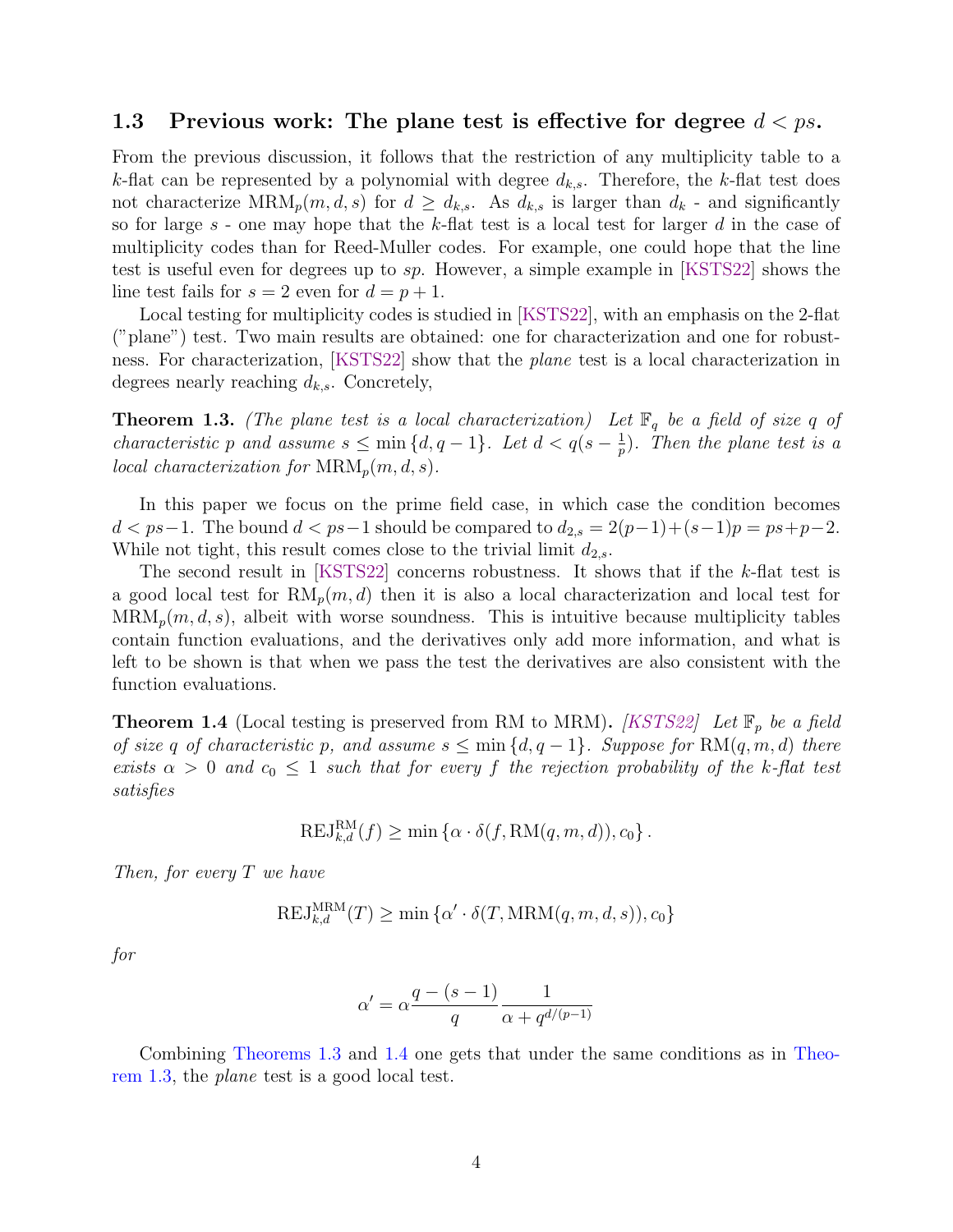### 1.3 Previous work: The plane test is effective for degree $d < ps$.

From the previous discussion, it follows that the restriction of any multiplicity table to a $k$-flat can be represented by a polynomial with degree $d_{k,s}$. Therefore, the $k$-flat test does not characterize $\mathrm{MRM}_p(m,d,s)$ for $d \geq d_{k,s}$. As $d_{k,s}$ is larger than $d_k$ - and significantly so for large $s$ - one may hope that the $k$-flat test is a local test for larger $d$ in the case of multiplicity codes than for Reed-Muller codes. For example, one could hope that the line test is useful even for degrees up to $sp$. However, a simple example in [KSTS22] shows the line test fails for $s = 2$ even for $d = p + 1$.

Local testing for multiplicity codes is studied in [KSTS22], with an emphasis on the 2-flat ("plane") test. Two main results are obtained: one for characterization and one for robustness. For characterization, [KSTS22] show that the *plane* test is a local characterization in degrees nearly reaching $d_{k,s}$. Concretely,

**Theorem 1.3.** *(The plane test is a local characterization) Let $\mathbb{F}_q$ be a field of size $q$ of characteristic $p$ and assume $s \leq \min\{d, q-1\}$. Let $d < q(s - \frac{1}{p})$. Then the plane test is a local characterization for $\mathrm{MRM}_p(m,d,s)$.*

In this paper we focus on the prime field case, in which case the condition becomes $d < ps - 1$. The bound $d < ps - 1$ should be compared to $d_{2,s} = 2(p-1) + (s-1)p = ps + p - 2$. While not tight, this result comes close to the trivial limit $d_{2,s}$.

The second result in [KSTS22] concerns robustness. It shows that if the $k$-flat test is a good local test for $\mathrm{RM}_p(m,d)$ then it is also a local characterization and local test for $\mathrm{MRM}_p(m,d,s)$, albeit with worse soundness. This is intuitive because multiplicity tables contain function evaluations, and the derivatives only add more information, and what is left to be shown is that when we pass the test the derivatives are also consistent with the function evaluations.

**Theorem 1.4** (Local testing is preserved from RM to MRM)**.** *[KSTS22] Let $\mathbb{F}_p$ be a field of size $q$ of characteristic $p$, and assume $s \leq \min\{d, q-1\}$. Suppose for $\mathrm{RM}(q,m,d)$ there exists $\alpha > 0$ and $c_0 \leq 1$ such that for every $f$ the rejection probability of the $k$-flat test satisfies*

$$\mathrm{REJ}^{\mathrm{RM}}_{k,d}(f) \geq \min\{\alpha \cdot \delta(f, \mathrm{RM}(q,m,d)), c_0\}.$$

*Then, for every $T$ we have*

$$\mathrm{REJ}^{\mathrm{MRM}}_{k,d}(T) \geq \min\{\alpha' \cdot \delta(T, \mathrm{MRM}(q,m,d,s)), c_0\}$$

*for*

$$\alpha' = \alpha \frac{q-(s-1)}{q} \frac{1}{\alpha + q^{d/(p-1)}}$$

Combining Theorems 1.3 and 1.4 one gets that under the same conditions as in Theorem 1.3, the *plane* test is a good local test.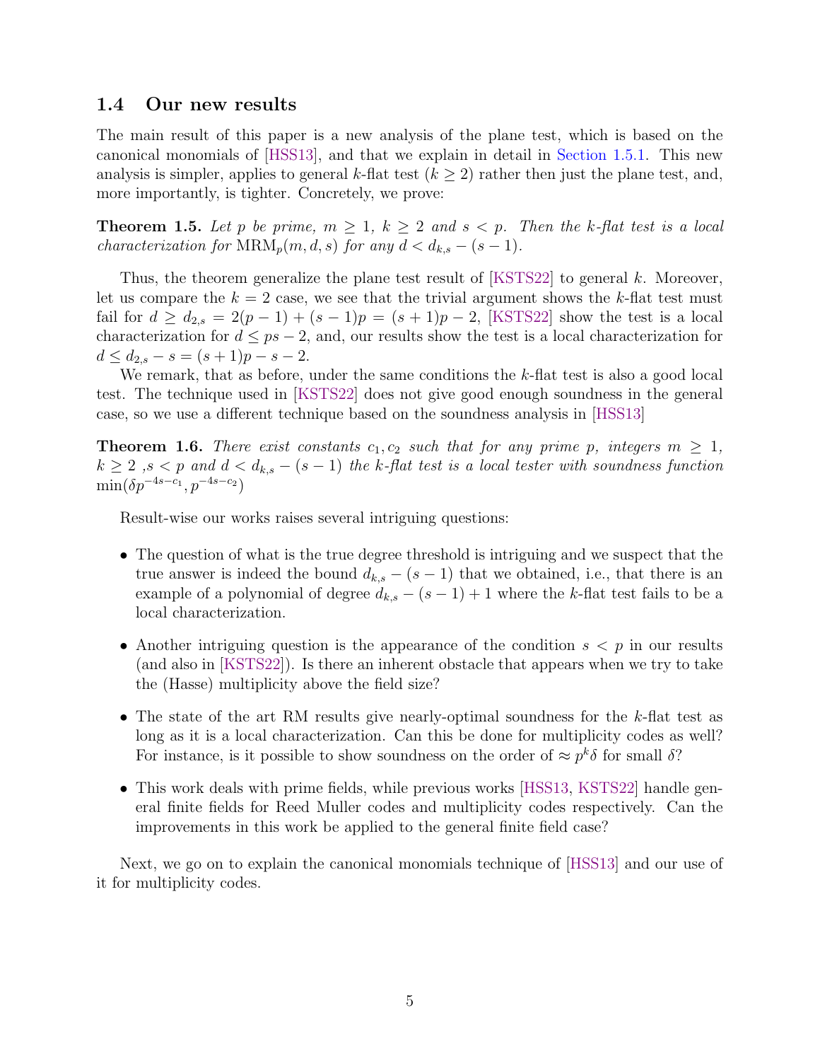### 1.4 Our new results

The main result of this paper is a new analysis of the plane test, which is based on the canonical monomials of [HSS13], and that we explain in detail in Section 1.5.1. This new analysis is simpler, applies to general $k$-flat test ($k \geq 2$) rather then just the plane test, and, more importantly, is tighter. Concretely, we prove:

**Theorem 1.5.** *Let $p$ be prime, $m \geq 1$, $k \geq 2$ and $s < p$. Then the $k$-flat test is a local characterization for $\mathrm{MRM}_p(m, d, s)$ for any $d < d_{k,s} - (s-1)$.*

Thus, the theorem generalize the plane test result of [KSTS22] to general $k$. Moreover, let us compare the $k = 2$ case, we see that the trivial argument shows the $k$-flat test must fail for $d \geq d_{2,s} = 2(p-1) + (s-1)p = (s+1)p - 2$, [KSTS22] show the test is a local characterization for $d \leq ps - 2$, and, our results show the test is a local characterization for $d \leq d_{2,s} - s = (s+1)p - s - 2$.

We remark, that as before, under the same conditions the $k$-flat test is also a good local test. The technique used in [KSTS22] does not give good enough soundness in the general case, so we use a different technique based on the soundness analysis in [HSS13]

**Theorem 1.6.** *There exist constants $c_1, c_2$ such that for any prime $p$, integers $m \geq 1$, $k \geq 2$ ,$s < p$ and $d < d_{k,s} - (s-1)$ the $k$-flat test is a local tester with soundness function $\min(\delta p^{-4s-c_1}, p^{-4s-c_2})$*

Result-wise our works raises several intriguing questions:

- The question of what is the true degree threshold is intriguing and we suspect that the true answer is indeed the bound $d_{k,s} - (s-1)$ that we obtained, i.e., that there is an example of a polynomial of degree $d_{k,s} - (s-1) + 1$ where the $k$-flat test fails to be a local characterization.
- Another intriguing question is the appearance of the condition $s < p$ in our results (and also in [KSTS22]). Is there an inherent obstacle that appears when we try to take the (Hasse) multiplicity above the field size?
- The state of the art RM results give nearly-optimal soundness for the $k$-flat test as long as it is a local characterization. Can this be done for multiplicity codes as well? For instance, is it possible to show soundness on the order of $\approx p^k \delta$ for small $\delta$?
- This work deals with prime fields, while previous works [HSS13, KSTS22] handle general finite fields for Reed Muller codes and multiplicity codes respectively. Can the improvements in this work be applied to the general finite field case?

Next, we go on to explain the canonical monomials technique of [HSS13] and our use of it for multiplicity codes.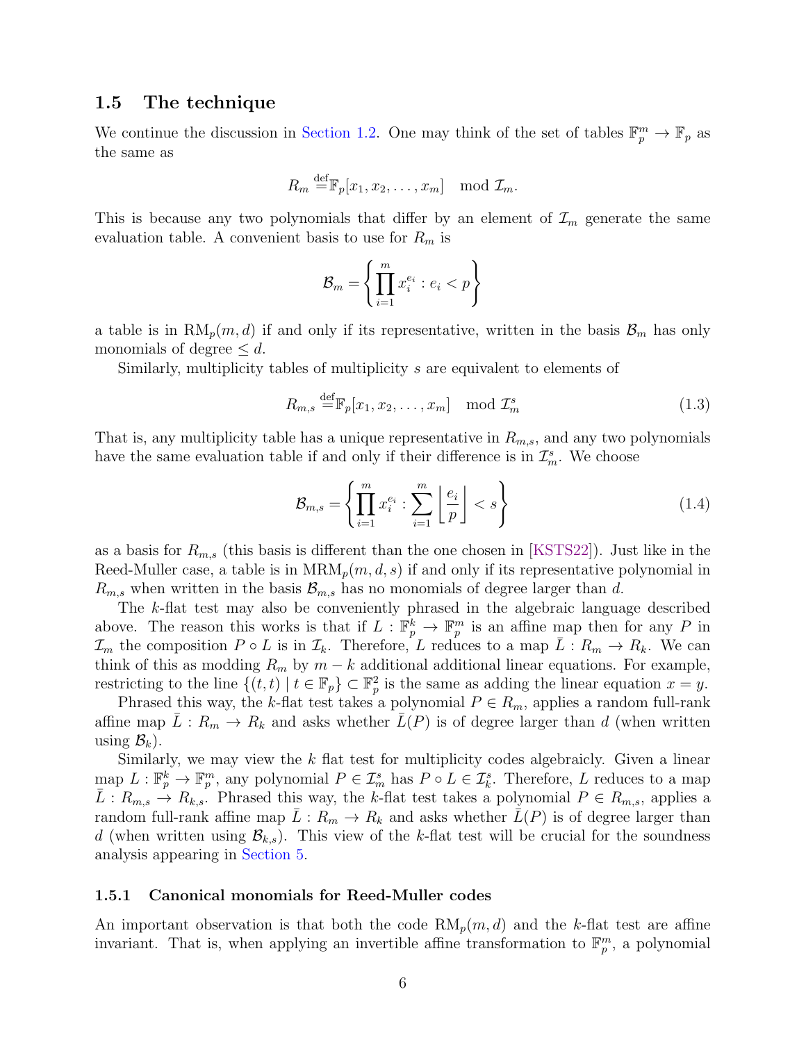### 1.5 The technique

We continue the discussion in Section 1.2. One may think of the set of tables $\mathbb{F}_p^m \to \mathbb{F}_p$ as the same as

$$R_m \stackrel{\text{def}}{=} \mathbb{F}_p[x_1, x_2, \ldots, x_m] \mod \mathcal{I}_m.$$

This is because any two polynomials that differ by an element of $\mathcal{I}_m$ generate the same evaluation table. A convenient basis to use for $R_m$ is

$$\mathcal{B}_m = \left\{ \prod_{i=1}^{m} x_i^{e_i} : e_i < p \right\}$$

a table is in $\mathrm{RM}_p(m,d)$ if and only if its representative, written in the basis $\mathcal{B}_m$ has only monomials of degree $\leq d$.

Similarly, multiplicity tables of multiplicity $s$ are equivalent to elements of

$$R_{m,s} \stackrel{\text{def}}{=} \mathbb{F}_p[x_1, x_2, \ldots, x_m] \mod \mathcal{I}_m^s \tag{1.3}$$

That is, any multiplicity table has a unique representative in $R_{m,s}$, and any two polynomials have the same evaluation table if and only if their difference is in $\mathcal{I}_m^s$. We choose

$$\mathcal{B}_{m,s} = \left\{ \prod_{i=1}^{m} x_i^{e_i} : \sum_{i=1}^{m} \left\lfloor \frac{e_i}{p} \right\rfloor < s \right\} \tag{1.4}$$

as a basis for $R_{m,s}$ (this basis is different than the one chosen in [KSTS22]). Just like in the Reed-Muller case, a table is in $\mathrm{MRM}_p(m,d,s)$ if and only if its representative polynomial in $R_{m,s}$ when written in the basis $\mathcal{B}_{m,s}$ has no monomials of degree larger than $d$.

The $k$-flat test may also be conveniently phrased in the algebraic language described above. The reason this works is that if $L : \mathbb{F}_p^k \to \mathbb{F}_p^m$ is an affine map then for any $P$ in $\mathcal{I}_m$ the composition $P \circ L$ is in $\mathcal{I}_k$. Therefore, $L$ reduces to a map $\bar{L} : R_m \to R_k$. We can think of this as modding $R_m$ by $m-k$ additional additional linear equations. For example, restricting to the line $\{(t,t) \mid t \in \mathbb{F}_p\} \subset \mathbb{F}_p^2$ is the same as adding the linear equation $x = y$.

Phrased this way, the $k$-flat test takes a polynomial $P \in R_m$, applies a random full-rank affine map $\bar{L} : R_m \to R_k$ and asks whether $\bar{L}(P)$ is of degree larger than $d$ (when written using $\mathcal{B}_k$).

Similarly, we may view the $k$ flat test for multiplicity codes algebraicly. Given a linear map $L : \mathbb{F}_p^k \to \mathbb{F}_p^m$, any polynomial $P \in \mathcal{I}_m^s$ has $P \circ L \in \mathcal{I}_k^s$. Therefore, $L$ reduces to a map $\bar{L} : R_{m,s} \to R_{k,s}$. Phrased this way, the $k$-flat test takes a polynomial $P \in R_{m,s}$, applies a random full-rank affine map $\bar{L} : R_m \to R_k$ and asks whether $\bar{L}(P)$ is of degree larger than $d$ (when written using $\mathcal{B}_{k,s}$). This view of the $k$-flat test will be crucial for the soundness analysis appearing in Section 5.

#### 1.5.1 Canonical monomials for Reed-Muller codes

An important observation is that both the code $\mathrm{RM}_p(m,d)$ and the $k$-flat test are affine invariant. That is, when applying an invertible affine transformation to $\mathbb{F}_p^m$, a polynomial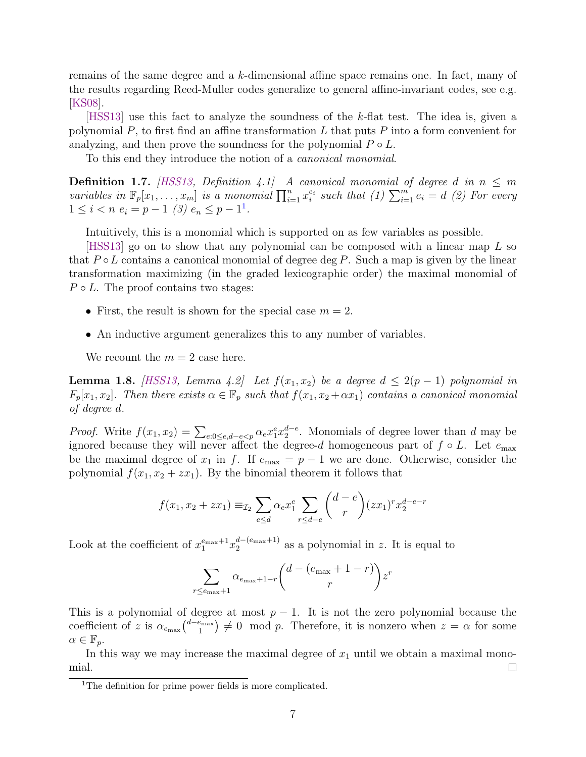remains of the same degree and a $k$-dimensional affine space remains one. In fact, many of the results regarding Reed-Muller codes generalize to general affine-invariant codes, see e.g. [KS08].

[HSS13] use this fact to analyze the soundness of the $k$-flat test. The idea is, given a polynomial $P$, to first find an affine transformation $L$ that puts $P$ into a form convenient for analyzing, and then prove the soundness for the polynomial $P \circ L$.

To this end they introduce the notion of a *canonical monomial*.

**Definition 1.7.** *[HSS13, Definition 4.1] A canonical monomial of degree $d$ in $n \leq m$ variables in $\mathbb{F}_p[x_1, \ldots, x_m]$ is a monomial $\prod_{i=1}^{n} x_i^{e_i}$ such that (1) $\sum_{i=1}^{m} e_i = d$ (2) For every $1 \leq i < n$ $e_i = p-1$ (3) $e_n \leq p-1$*[1]*.*

Intuitively, this is a monomial which is supported on as few variables as possible.

[HSS13] go on to show that any polynomial can be composed with a linear map $L$ so that $P \circ L$ contains a canonical monomial of degree $\deg P$. Such a map is given by the linear transformation maximizing (in the graded lexicographic order) the maximal monomial of $P \circ L$. The proof contains two stages:

- First, the result is shown for the special case $m = 2$.
- An inductive argument generalizes this to any number of variables.

We recount the $m = 2$ case here.

**Lemma 1.8.** *[HSS13, Lemma 4.2] Let $f(x_1, x_2)$ be a degree $d \leq 2(p-1)$ polynomial in $F_p[x_1, x_2]$. Then there exists $\alpha \in \mathbb{F}_p$ such that $f(x_1, x_2 + \alpha x_1)$ contains a canonical monomial of degree $d$.*

*Proof.* Write $f(x_1, x_2) = \sum_{e: 0 \leq e, d-e < p} \alpha_e x_1^e x_2^{d-e}$. Monomials of degree lower than $d$ may be ignored because they will never affect the degree-$d$ homogeneous part of $f \circ L$. Let $e_{\max}$ be the maximal degree of $x_1$ in $f$. If $e_{\max} = p-1$ we are done. Otherwise, consider the polynomial $f(x_1, x_2 + z x_1)$. By the binomial theorem it follows that

$$f(x_1, x_2 + z x_1) \equiv_{\mathcal{I}_2} \sum_{e \leq d} \alpha_e x_1^e \sum_{r \leq d-e} \binom{d-e}{r} (z x_1)^r x_2^{d-e-r}$$

Look at the coefficient of $x_1^{e_{\max}+1} x_2^{d-(e_{\max}+1)}$ as a polynomial in $z$. It is equal to

$$\sum_{r \leq e_{\max}+1} \alpha_{e_{\max}+1-r} \binom{d-(e_{\max}+1-r)}{r} z^r$$

This is a polynomial of degree at most $p-1$. It is not the zero polynomial because the coefficient of $z$ is $\alpha_{e_{\max}} \binom{d-e_{\max}}{1} \neq 0 \mod p$. Therefore, it is nonzero when $z = \alpha$ for some $\alpha \in \mathbb{F}_p$.

In this way we may increase the maximal degree of $x_1$ until we obtain a maximal monomial. $\square$

[1] The definition for prime power fields is more complicated.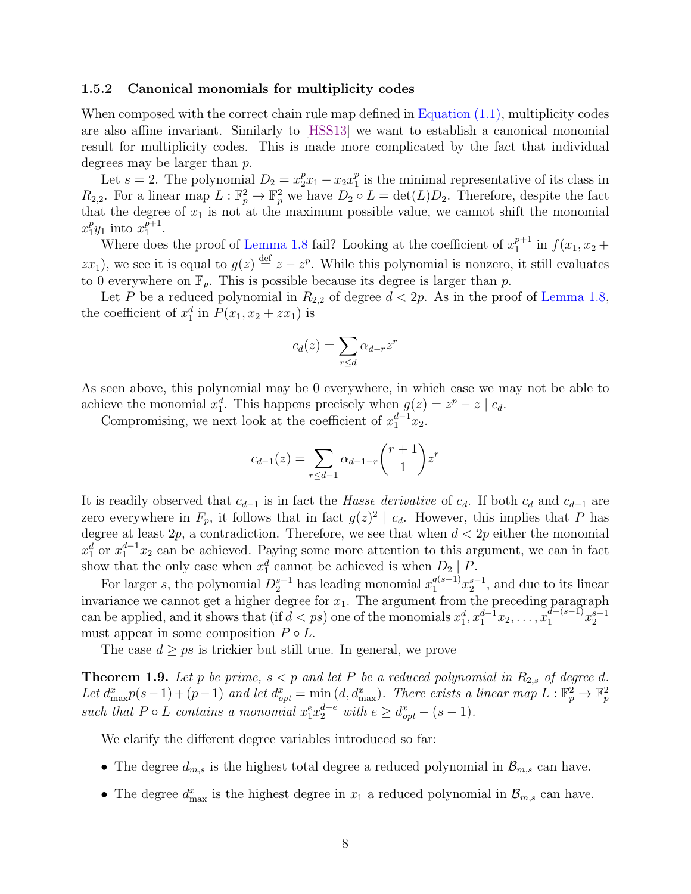### 1.5.2 Canonical monomials for multiplicity codes

When composed with the correct chain rule map defined in Equation (1.1), multiplicity codes are also affine invariant. Similarly to [HSS13] we want to establish a canonical monomial result for multiplicity codes. This is made more complicated by the fact that individual degrees may be larger than $p$.

Let $s = 2$. The polynomial $D_2 = x_2^p x_1 - x_2 x_1^p$ is the minimal representative of its class in $R_{2,2}$. For a linear map $L : \mathbb{F}_p^2 \to \mathbb{F}_p^2$ we have $D_2 \circ L = \det(L) D_2$. Therefore, despite the fact that the degree of $x_1$ is not at the maximum possible value, we cannot shift the monomial $x_1^p y_1$ into $x_1^{p+1}$.

Where does the proof of Lemma 1.8 fail? Looking at the coefficient of $x_1^{p+1}$ in $f(x_1, x_2 + zx_1)$, we see it is equal to $g(z) \stackrel{\text{def}}{=} z - z^p$. While this polynomial is nonzero, it still evaluates to 0 everywhere on $\mathbb{F}_p$. This is possible because its degree is larger than $p$.

Let $P$ be a reduced polynomial in $R_{2,2}$ of degree $d < 2p$. As in the proof of Lemma 1.8, the coefficient of $x_1^d$ in $P(x_1, x_2 + zx_1)$ is

$$c_d(z) = \sum_{r \le d} \alpha_{d-r} z^r$$

As seen above, this polynomial may be 0 everywhere, in which case we may not be able to achieve the monomial $x_1^d$. This happens precisely when $g(z) = z^p - z \mid c_d$.

Compromising, we next look at the coefficient of $x_1^{d-1} x_2$.

$$c_{d-1}(z) = \sum_{r \le d-1} \alpha_{d-1-r} \binom{r+1}{1} z^r$$

It is readily observed that $c_{d-1}$ is in fact the *Hasse derivative* of $c_d$. If both $c_d$ and $c_{d-1}$ are zero everywhere in $F_p$, it follows that in fact $g(z)^2 \mid c_d$. However, this implies that $P$ has degree at least $2p$, a contradiction. Therefore, we see that when $d < 2p$ either the monomial $x_1^d$ or $x_1^{d-1} x_2$ can be achieved. Paying some more attention to this argument, we can in fact show that the only case when $x_1^d$ cannot be achieved is when $D_2 \mid P$.

For larger $s$, the polynomial $D_2^{s-1}$ has leading monomial $x_1^{q(s-1)} x_2^{s-1}$, and due to its linear invariance we cannot get a higher degree for $x_1$. The argument from the preceding paragraph can be applied, and it shows that (if $d < ps$) one of the monomials $x_1^d, x_1^{d-1} x_2, \ldots, x_1^{d-(s-1)} x_2^{s-1}$ must appear in some composition $P \circ L$.

The case $d \ge ps$ is trickier but still true. In general, we prove

**Theorem 1.9.** *Let $p$ be prime, $s < p$ and let $P$ be a reduced polynomial in $R_{2,s}$ of degree $d$. Let $d^x_{\max} p(s-1) + (p-1)$ and let $d^x_{opt} = \min(d, d^x_{\max})$. There exists a linear map $L : \mathbb{F}_p^2 \to \mathbb{F}_p^2$ such that $P \circ L$ contains a monomial $x_1^e x_2^{d-e}$ with $e \ge d^x_{opt} - (s-1)$.*

We clarify the different degree variables introduced so far:

- The degree $d_{m,s}$ is the highest total degree a reduced polynomial in $\mathcal{B}_{m,s}$ can have.
- The degree $d^x_{\max}$ is the highest degree in $x_1$ a reduced polynomial in $\mathcal{B}_{m,s}$ can have.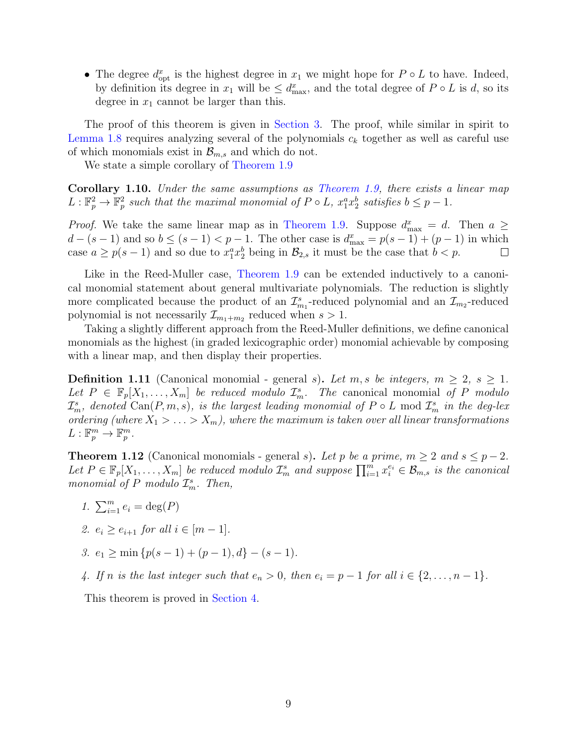- The degree $d^x_{\text{opt}}$ is the highest degree in $x_1$ we might hope for $P \circ L$ to have. Indeed, by definition its degree in $x_1$ will be $\leq d^x_{\max}$, and the total degree of $P \circ L$ is $d$, so its degree in $x_1$ cannot be larger than this.

The proof of this theorem is given in Section 3. The proof, while similar in spirit to Lemma 1.8 requires analyzing several of the polynomials $c_k$ together as well as careful use of which monomials exist in $\mathcal{B}_{m,s}$ and which do not.

We state a simple corollary of Theorem 1.9

**Corollary 1.10.** *Under the same assumptions as Theorem 1.9, there exists a linear map $L : \mathbb{F}_p^2 \to \mathbb{F}_p^2$ such that the maximal monomial of $P \circ L$, $x_1^a x_2^b$ satisfies $b \leq p-1$.*

*Proof.* We take the same linear map as in Theorem 1.9. Suppose $d^x_{\max} = d$. Then $a \geq d - (s-1)$ and so $b \leq (s-1) < p-1$. The other case is $d^x_{\max} = p(s-1) + (p-1)$ in which case $a \geq p(s-1)$ and so due to $x_1^a x_2^b$ being in $\mathcal{B}_{2,s}$ it must be the case that $b < p$. ◻

Like in the Reed-Muller case, Theorem 1.9 can be extended inductively to a canonical monomial statement about general multivariate polynomials. The reduction is slightly more complicated because the product of an $\mathcal{I}^s_{m_1}$-reduced polynomial and an $\mathcal{I}_{m_2}$-reduced polynomial is not necessarily $\mathcal{I}_{m_1+m_2}$ reduced when $s > 1$.

Taking a slightly different approach from the Reed-Muller definitions, we define canonical monomials as the highest (in graded lexicographic order) monomial achievable by composing with a linear map, and then display their properties.

**Definition 1.11** (Canonical monomial - general $s$)**.** *Let $m, s$ be integers, $m \geq 2$, $s \geq 1$. Let $P \in \mathbb{F}_p[X_1, \ldots, X_m]$ be reduced modulo $\mathcal{I}^s_m$. The* canonical monomial *of $P$ modulo $\mathcal{I}^s_m$, denoted $\text{Can}(P, m, s)$, is the largest leading monomial of $P \circ L \bmod \mathcal{I}^s_m$ in the deg-lex ordering (where $X_1 > \ldots > X_m$), where the maximum is taken over all linear transformations $L : \mathbb{F}_p^m \to \mathbb{F}_p^m$.*

**Theorem 1.12** (Canonical monomials - general $s$)**.** *Let $p$ be a prime, $m \geq 2$ and $s \leq p-2$. Let $P \in \mathbb{F}_p[X_1, \ldots, X_m]$ be reduced modulo $\mathcal{I}^s_m$ and suppose $\prod_{i=1}^m x_i^{e_i} \in \mathcal{B}_{m,s}$ is the canonical monomial of $P$ modulo $\mathcal{I}^s_m$. Then,*

1. *$\sum_{i=1}^m e_i = \deg(P)$*
2. *$e_i \geq e_{i+1}$ for all $i \in [m-1]$.*
3. *$e_1 \geq \min\{p(s-1) + (p-1), d\} - (s-1)$.*
4. *If $n$ is the last integer such that $e_n > 0$, then $e_i = p-1$ for all $i \in \{2, \ldots, n-1\}$.*

This theorem is proved in Section 4.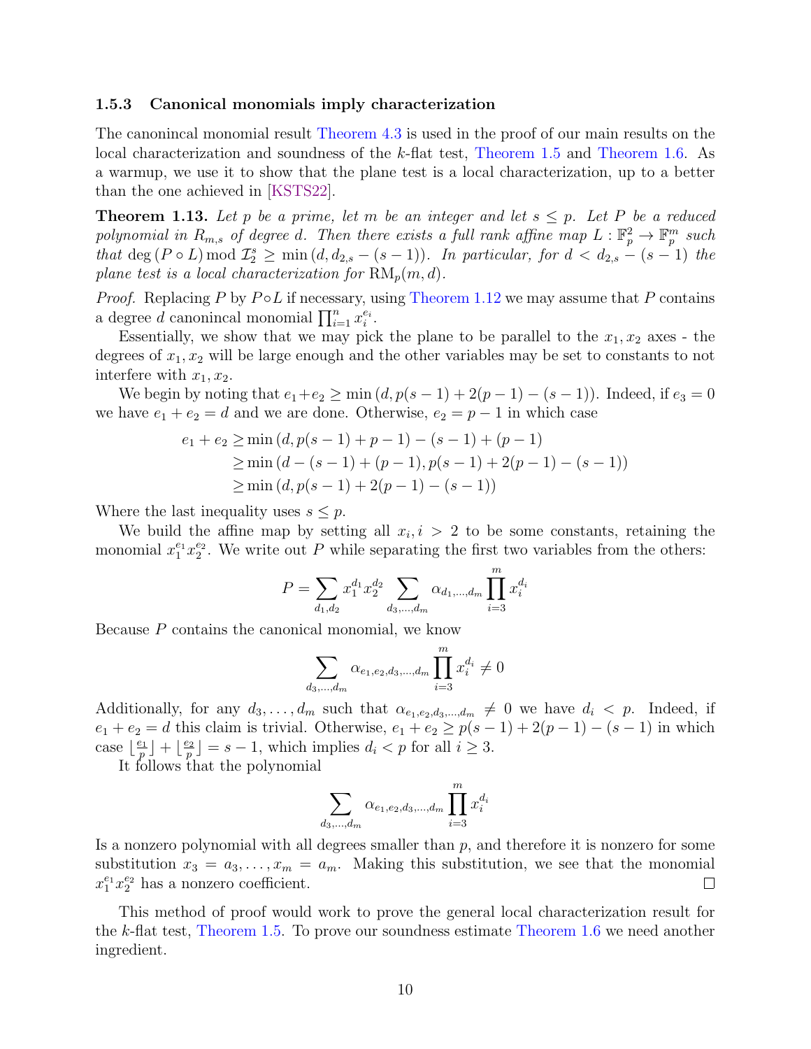### 1.5.3 Canonical monomials imply characterization

The canonincal monomial result Theorem 4.3 is used in the proof of our main results on the local characterization and soundness of the $k$-flat test, Theorem 1.5 and Theorem 1.6. As a warmup, we use it to show that the plane test is a local characterization, up to a better than the one achieved in [KSTS22].

**Theorem 1.13.** *Let $p$ be a prime, let $m$ be an integer and let $s \leq p$. Let $P$ be a reduced polynomial in $R_{m,s}$ of degree $d$. Then there exists a full rank affine map $L : \mathbb{F}_p^2 \to \mathbb{F}_p^m$ such that $\deg{(P \circ L)} \bmod \mathcal{I}_2^s \geq \min{(d, d_{2,s} - (s-1))}$. In particular, for $d < d_{2,s} - (s-1)$ the plane test is a local characterization for $\mathrm{RM}_p(m, d)$.*

*Proof.* Replacing $P$ by $P \circ L$ if necessary, using Theorem 1.12 we may assume that $P$ contains a degree $d$ canonincal monomial $\prod_{i=1}^n x_i^{e_i}$.

Essentially, we show that we may pick the plane to be parallel to the $x_1, x_2$ axes - the degrees of $x_1, x_2$ will be large enough and the other variables may be set to constants to not interfere with $x_1, x_2$.

We begin by noting that $e_1 + e_2 \geq \min{(d, p(s-1) + 2(p-1) - (s-1))}$. Indeed, if $e_3 = 0$ we have $e_1 + e_2 = d$ and we are done. Otherwise, $e_2 = p - 1$ in which case

$$
\begin{aligned}
e_1 + e_2 &\geq \min{(d, p(s-1) + p - 1)} - (s-1) + (p-1) \\
&\geq \min{(d - (s-1) + (p-1), p(s-1) + 2(p-1) - (s-1))} \\
&\geq \min{(d, p(s-1) + 2(p-1) - (s-1))}
\end{aligned}
$$

Where the last inequality uses $s \leq p$.

We build the affine map by setting all $x_i, i > 2$ to be some constants, retaining the monomial $x_1^{e_1} x_2^{e_2}$. We write out $P$ while separating the first two variables from the others:

$$
P = \sum_{d_1, d_2} x_1^{d_1} x_2^{d_2} \sum_{d_3, \ldots, d_m} \alpha_{d_1, \ldots, d_m} \prod_{i=3}^m x_i^{d_i}
$$

Because $P$ contains the canonical monomial, we know

$$
\sum_{d_3, \ldots, d_m} \alpha_{e_1, e_2, d_3, \ldots, d_m} \prod_{i=3}^m x_i^{d_i} \neq 0
$$

Additionally, for any $d_3, \ldots, d_m$ such that $\alpha_{e_1, e_2, d_3, \ldots, d_m} \neq 0$ we have $d_i < p$. Indeed, if $e_1 + e_2 = d$ this claim is trivial. Otherwise, $e_1 + e_2 \geq p(s-1) + 2(p-1) - (s-1)$ in which case $\lfloor \frac{e_1}{p} \rfloor + \lfloor \frac{e_2}{p} \rfloor = s - 1$, which implies $d_i < p$ for all $i \geq 3$.

It follows that the polynomial

$$
\sum_{d_3, \ldots, d_m} \alpha_{e_1, e_2, d_3, \ldots, d_m} \prod_{i=3}^m x_i^{d_i}
$$

Is a nonzero polynomial with all degrees smaller than $p$, and therefore it is nonzero for some substitution $x_3 = a_3, \ldots, x_m = a_m$. Making this substitution, we see that the monomial $x_1^{e_1} x_2^{e_2}$ has a nonzero coefficient. $\square$

This method of proof would work to prove the general local characterization result for the $k$-flat test, Theorem 1.5. To prove our soundness estimate Theorem 1.6 we need another ingredient.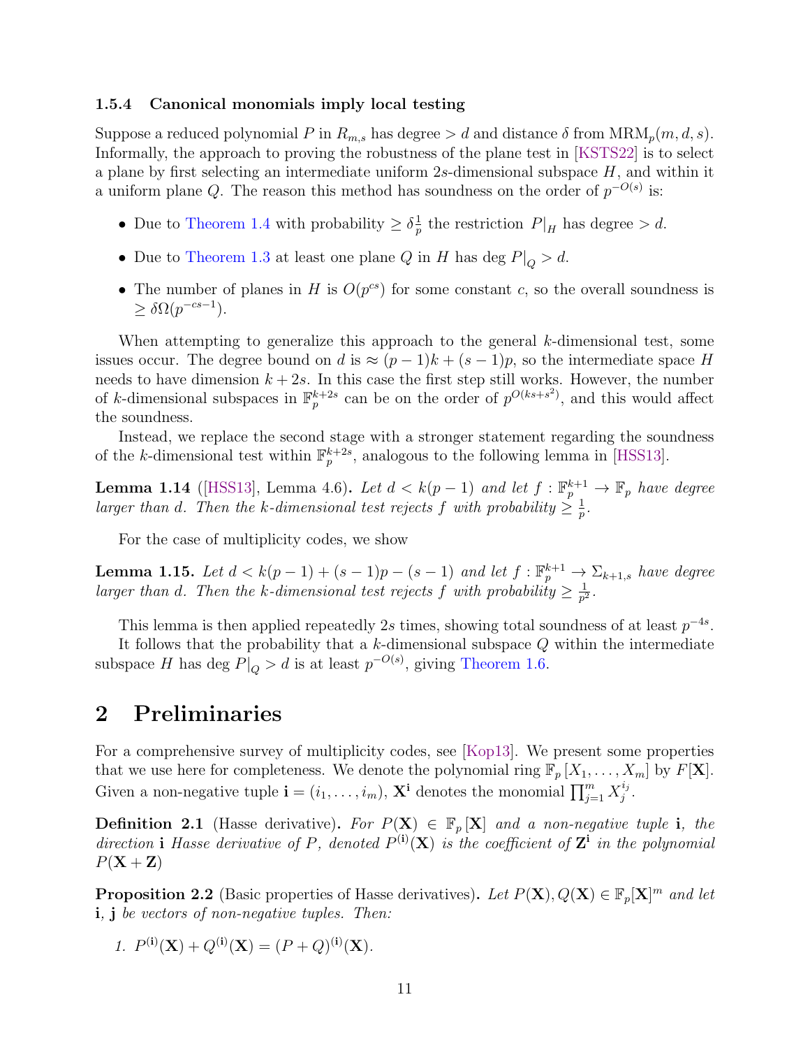### 1.5.4 Canonical monomials imply local testing

Suppose a reduced polynomial $P$ in $R_{m,s}$ has degree $> d$ and distance $\delta$ from $\mathrm{MRM}_p(m,d,s)$. Informally, the approach to proving the robustness of the plane test in [KSTS22] is to select a plane by first selecting an intermediate uniform $2s$-dimensional subspace $H$, and within it a uniform plane $Q$. The reason this method has soundness on the order of $p^{-O(s)}$ is:

- Due to Theorem 1.4 with probability $\geq \delta \frac{1}{p}$ the restriction $P|_H$ has degree $> d$.
- Due to Theorem 1.3 at least one plane $Q$ in $H$ has $\deg P|_Q > d$.
- The number of planes in $H$ is $O(p^{cs})$ for some constant $c$, so the overall soundness is $\geq \delta \Omega(p^{-cs-1})$.

When attempting to generalize this approach to the general $k$-dimensional test, some issues occur. The degree bound on $d$ is $\approx (p-1)k + (s-1)p$, so the intermediate space $H$ needs to have dimension $k+2s$. In this case the first step still works. However, the number of $k$-dimensional subspaces in $\mathbb{F}_p^{k+2s}$ can be on the order of $p^{O(ks+s^2)}$, and this would affect the soundness.

Instead, we replace the second stage with a stronger statement regarding the soundness of the $k$-dimensional test within $\mathbb{F}_p^{k+2s}$, analogous to the following lemma in [HSS13].

**Lemma 1.14** ([HSS13], Lemma 4.6)**.** *Let $d < k(p-1)$ and let $f : \mathbb{F}_p^{k+1} \to \mathbb{F}_p$ have degree larger than $d$. Then the $k$-dimensional test rejects $f$ with probability $\geq \frac{1}{p}$.*

For the case of multiplicity codes, we show

**Lemma 1.15.** *Let $d < k(p-1) + (s-1)p - (s-1)$ and let $f : \mathbb{F}_p^{k+1} \to \Sigma_{k+1,s}$ have degree larger than $d$. Then the $k$-dimensional test rejects $f$ with probability $\geq \frac{1}{p^2}$.*

This lemma is then applied repeatedly $2s$ times, showing total soundness of at least $p^{-4s}$.

It follows that the probability that a $k$-dimensional subspace $Q$ within the intermediate subspace $H$ has $\deg P|_Q > d$ is at least $p^{-O(s)}$, giving Theorem 1.6.

## 2 Preliminaries

For a comprehensive survey of multiplicity codes, see [Kop13]. We present some properties that we use here for completeness. We denote the polynomial ring $\mathbb{F}_p[X_1, \ldots, X_m]$ by $F[\mathbf{X}]$. Given a non-negative tuple $\mathbf{i} = (i_1, \ldots, i_m)$, $\mathbf{X}^{\mathbf{i}}$ denotes the monomial $\prod_{j=1}^m X_j^{i_j}$.

**Definition 2.1** (Hasse derivative)**.** *For $P(\mathbf{X}) \in \mathbb{F}_p[\mathbf{X}]$ and a non-negative tuple $\mathbf{i}$, the direction $\mathbf{i}$ Hasse derivative of $P$, denoted $P^{(\mathbf{i})}(\mathbf{X})$ is the coefficient of $\mathbf{Z}^{\mathbf{i}}$ in the polynomial $P(\mathbf{X}+\mathbf{Z})$*

**Proposition 2.2** (Basic properties of Hasse derivatives)**.** *Let $P(\mathbf{X}), Q(\mathbf{X}) \in \mathbb{F}_p[\mathbf{X}]^m$ and let $\mathbf{i}$, $\mathbf{j}$ be vectors of non-negative tuples. Then:*

1. $P^{(\mathbf{i})}(\mathbf{X}) + Q^{(\mathbf{i})}(\mathbf{X}) = (P+Q)^{(\mathbf{i})}(\mathbf{X})$.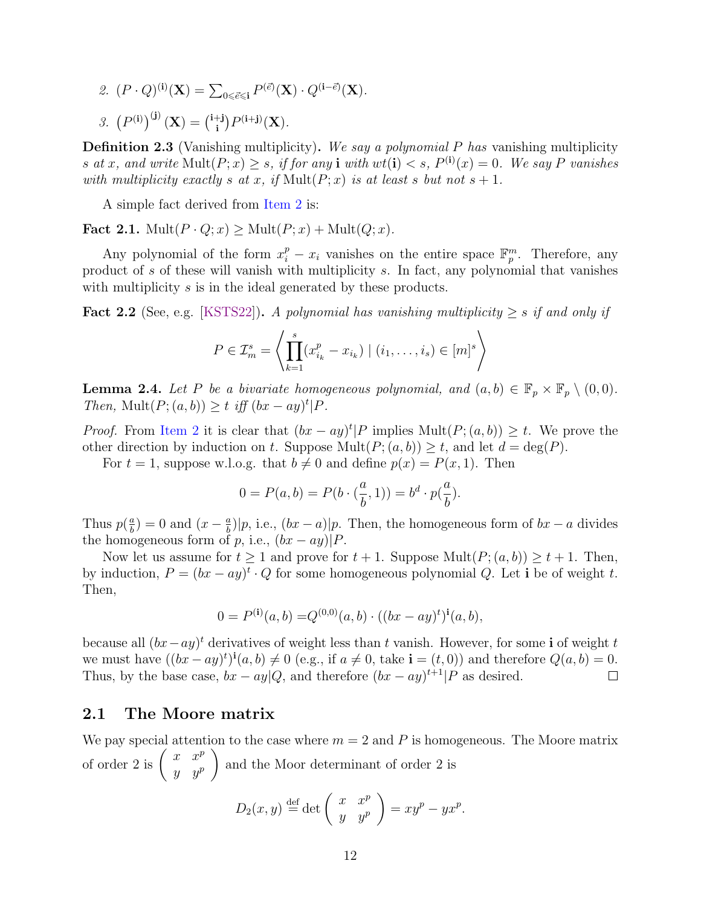2. $(P \cdot Q)^{(\mathbf{i})}(\mathbf{X}) = \sum_{0 \leqslant \vec{e} \leqslant \mathbf{i}} P^{(\vec{e})}(\mathbf{X}) \cdot Q^{(\mathbf{i}-\vec{e})}(\mathbf{X})$.

3. $\left(P^{(\mathbf{i})}\right)^{(\mathbf{j})}(\mathbf{X}) = \binom{\mathbf{i}+\mathbf{j}}{\mathbf{i}} P^{(\mathbf{i}+\mathbf{j})}(\mathbf{X})$.

**Definition 2.3** (Vanishing multiplicity)**.** *We say a polynomial $P$ has* vanishing multiplicity *$s$ at $x$, and write $\mathrm{Mult}(P;x) \geq s$, if for any $\mathbf{i}$ with $wt(\mathbf{i}) < s$, $P^{(\mathbf{i})}(x) = 0$. We say $P$ vanishes with multiplicity exactly $s$ at $x$, if $\mathrm{Mult}(P;x)$ is at least $s$ but not $s+1$.*

A simple fact derived from Item 2 is:

**Fact 2.1.** $\mathrm{Mult}(P \cdot Q; x) \geq \mathrm{Mult}(P;x) + \mathrm{Mult}(Q;x)$.

Any polynomial of the form $x_i^p - x_i$ vanishes on the entire space $\mathbb{F}_p^m$. Therefore, any product of $s$ of these will vanish with multiplicity $s$. In fact, any polynomial that vanishes with multiplicity $s$ is in the ideal generated by these products.

**Fact 2.2** (See, e.g. [KSTS22])**.** *A polynomial has vanishing multiplicity $\geq s$ if and only if*

$$P \in \mathcal{I}_m^s = \left\langle \prod_{k=1}^{s} (x_{i_k}^p - x_{i_k}) \mid (i_1, \ldots, i_s) \in [m]^s \right\rangle$$

**Lemma 2.4.** *Let $P$ be a bivariate homogeneous polynomial, and $(a,b) \in \mathbb{F}_p \times \mathbb{F}_p \setminus (0,0)$. Then, $\mathrm{Mult}(P;(a,b)) \geq t$ iff $(bx - ay)^t | P$.*

*Proof.* From Item 2 it is clear that $(bx-ay)^t | P$ implies $\mathrm{Mult}(P;(a,b)) \geq t$. We prove the other direction by induction on $t$. Suppose $\mathrm{Mult}(P;(a,b)) \geq t$, and let $d = \deg(P)$.

For $t = 1$, suppose w.l.o.g. that $b \neq 0$ and define $p(x) = P(x,1)$. Then

$$0 = P(a,b) = P(b \cdot (\frac{a}{b}, 1)) = b^d \cdot p(\frac{a}{b}).$$

Thus $p(\frac{a}{b}) = 0$ and $(x - \frac{a}{b})|p$, i.e., $(bx - a)|p$. Then, the homogeneous form of $bx - a$ divides the homogeneous form of $p$, i.e., $(bx - ay)|P$.

Now let us assume for $t \geq 1$ and prove for $t+1$. Suppose $\mathrm{Mult}(P;(a,b)) \geq t+1$. Then, by induction, $P = (bx - ay)^t \cdot Q$ for some homogeneous polynomial $Q$. Let $\mathbf{i}$ be of weight $t$. Then,

$$0 = P^{(\mathbf{i})}(a,b) = Q^{(0,0)}(a,b) \cdot ((bx-ay)^t)^{\mathbf{i}}(a,b),$$

because all $(bx-ay)^t$ derivatives of weight less than $t$ vanish. However, for some $\mathbf{i}$ of weight $t$ we must have $((bx-ay)^t)^{\mathbf{i}}(a,b) \neq 0$ (e.g., if $a \neq 0$, take $\mathbf{i} = (t,0)$) and therefore $Q(a,b) = 0$. Thus, by the base case, $bx - ay|Q$, and therefore $(bx-ay)^{t+1}|P$ as desired. ◻

## 2.1 The Moore matrix

We pay special attention to the case where $m = 2$ and $P$ is homogeneous. The Moore matrix of order 2 is $\begin{pmatrix} x & x^p \\ y & y^p \end{pmatrix}$ and the Moor determinant of order 2 is

$$D_2(x,y) \stackrel{\text{def}}{=} \det \begin{pmatrix} x & x^p \\ y & y^p \end{pmatrix} = xy^p - yx^p.$$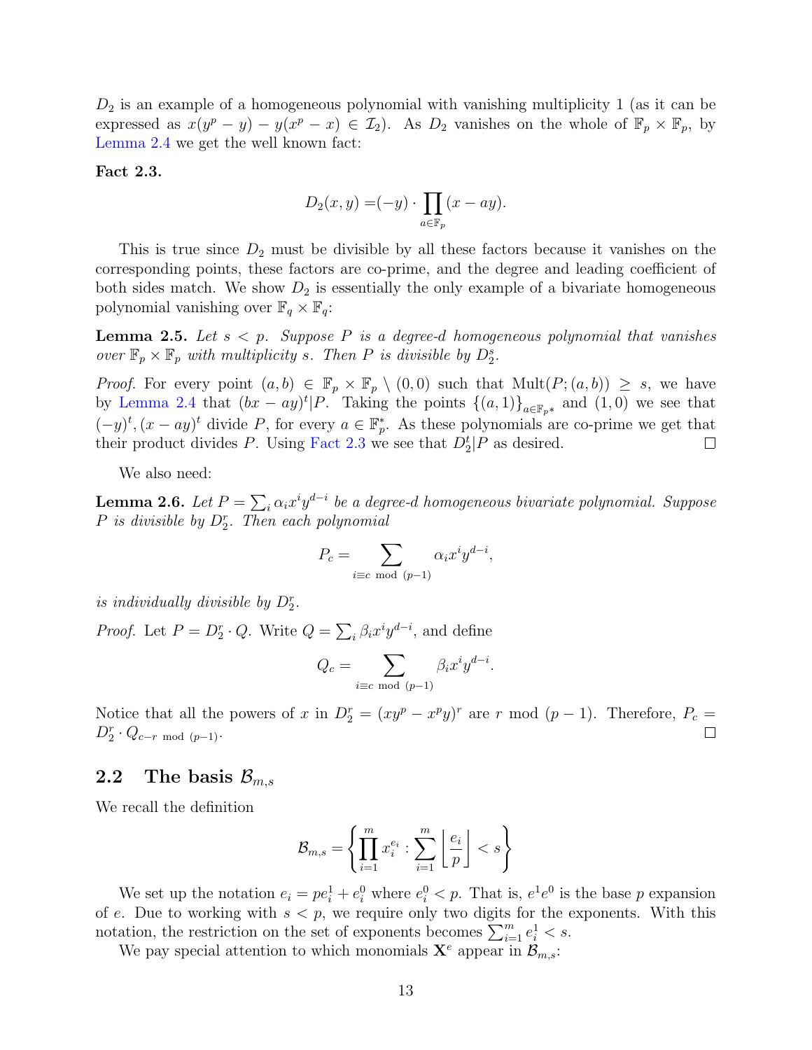$D_2$ is an example of a homogeneous polynomial with vanishing multiplicity 1 (as it can be expressed as $x(y^p - y) - y(x^p - x) \in \mathcal{I}_2$). As $D_2$ vanishes on the whole of $\mathbb{F}_p \times \mathbb{F}_p$, by Lemma 2.4 we get the well known fact:

**Fact 2.3.**

$$D_2(x, y) = (-y) \cdot \prod_{a \in \mathbb{F}_p} (x - ay).$$

This is true since $D_2$ must be divisible by all these factors because it vanishes on the corresponding points, these factors are co-prime, and the degree and leading coefficient of both sides match. We show $D_2$ is essentially the only example of a bivariate homogeneous polynomial vanishing over $\mathbb{F}_q \times \mathbb{F}_q$:

**Lemma 2.5.** *Let $s < p$. Suppose $P$ is a degree-$d$ homogeneous polynomial that vanishes over $\mathbb{F}_p \times \mathbb{F}_p$ with multiplicity $s$. Then $P$ is divisible by $D_2^s$.*

*Proof.* For every point $(a, b) \in \mathbb{F}_p \times \mathbb{F}_p \setminus (0, 0)$ such that $\text{Mult}(P; (a, b)) \geq s$, we have by Lemma 2.4 that $(bx - ay)^t | P$. Taking the points $\{(a, 1)\}_{a \in \mathbb{F}_p*}$ and $(1, 0)$ we see that $(-y)^t, (x - ay)^t$ divide $P$, for every $a \in \mathbb{F}_p^*$. As these polynomials are co-prime we get that their product divides $P$. Using Fact 2.3 we see that $D_2^t | P$ as desired. ☐

We also need:

**Lemma 2.6.** *Let $P = \sum_i \alpha_i x^i y^{d-i}$ be a degree-$d$ homogeneous bivariate polynomial. Suppose $P$ is divisible by $D_2^r$. Then each polynomial*

$$P_c = \sum_{i \equiv c \mod (p-1)} \alpha_i x^i y^{d-i},$$

*is individually divisible by $D_2^r$.*

*Proof.* Let $P = D_2^r \cdot Q$. Write $Q = \sum_i \beta_i x^i y^{d-i}$, and define

$$Q_c = \sum_{i \equiv c \mod (p-1)} \beta_i x^i y^{d-i}.$$

Notice that all the powers of $x$ in $D_2^r = (xy^p - x^p y)^r$ are $r$ mod $(p - 1)$. Therefore, $P_c = D_2^r \cdot Q_{c-r \mod (p-1)}$. ☐

## 2.2 The basis $\mathcal{B}_{m,s}$

We recall the definition

$$\mathcal{B}_{m,s} = \left\{ \prod_{i=1}^{m} x_i^{e_i} : \sum_{i=1}^{m} \left\lfloor \frac{e_i}{p} \right\rfloor < s \right\}$$

We set up the notation $e_i = pe_i^1 + e_i^0$ where $e_i^0 < p$. That is, $e^1 e^0$ is the base $p$ expansion of $e$. Due to working with $s < p$, we require only two digits for the exponents. With this notation, the restriction on the set of exponents becomes $\sum_{i=1}^{m} e_i^1 < s$.

We pay special attention to which monomials $\mathbf{X}^e$ appear in $\mathcal{B}_{m,s}$: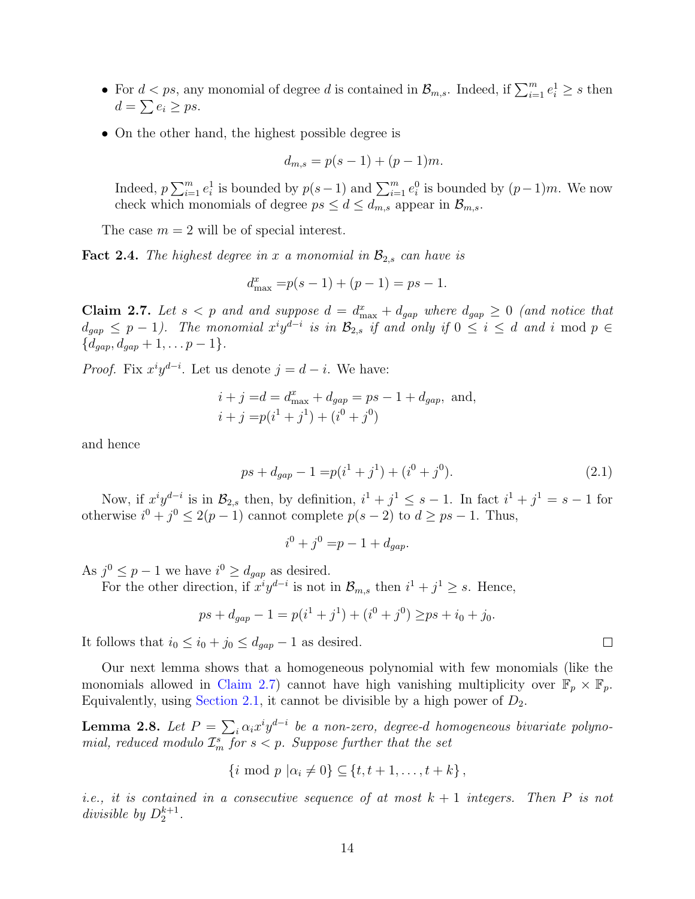- For $d < ps$, any monomial of degree $d$ is contained in $\mathcal{B}_{m,s}$. Indeed, if $\sum_{i=1}^{m} e_i^1 \geq s$ then $d = \sum e_i \geq ps$.
- On the other hand, the highest possible degree is

$$d_{m,s} = p(s-1) + (p-1)m.$$

  Indeed, $p\sum_{i=1}^{m} e_i^1$ is bounded by $p(s-1)$ and $\sum_{i=1}^{m} e_i^0$ is bounded by $(p-1)m$. We now check which monomials of degree $ps \leq d \leq d_{m,s}$ appear in $\mathcal{B}_{m,s}$.

The case $m = 2$ will be of special interest.

**Fact 2.4.** *The highest degree in $x$ a monomial in $\mathcal{B}_{2,s}$ can have is*

$$d^x_{\max} = p(s-1) + (p-1) = ps - 1.$$

**Claim 2.7.** *Let $s < p$ and and suppose $d = d^x_{\max} + d_{gap}$ where $d_{gap} \geq 0$ (and notice that $d_{gap} \leq p-1$). The monomial $x^i y^{d-i}$ is in $\mathcal{B}_{2,s}$ if and only if $0 \leq i \leq d$ and $i \bmod p \in \{d_{gap}, d_{gap}+1, \ldots p-1\}$.*

*Proof.* Fix $x^i y^{d-i}$. Let us denote $j = d - i$. We have:

$$\begin{aligned} i + j &= d = d^x_{\max} + d_{gap} = ps - 1 + d_{gap}, \text{ and,} \\ i + j &= p(i^1 + j^1) + (i^0 + j^0) \end{aligned}$$

and hence

$$ps + d_{gap} - 1 = p(i^1 + j^1) + (i^0 + j^0). \tag{2.1}$$

Now, if $x^i y^{d-i}$ is in $\mathcal{B}_{2,s}$ then, by definition, $i^1 + j^1 \leq s - 1$. In fact $i^1 + j^1 = s - 1$ for otherwise $i^0 + j^0 \leq 2(p-1)$ cannot complete $p(s-2)$ to $d \geq ps - 1$. Thus,

$$i^0 + j^0 = p - 1 + d_{gap}.$$

As $j^0 \leq p - 1$ we have $i^0 \geq d_{gap}$ as desired.

For the other direction, if $x^i y^{d-i}$ is not in $\mathcal{B}_{m,s}$ then $i^1 + j^1 \geq s$. Hence,

$$ps + d_{gap} - 1 = p(i^1 + j^1) + (i^0 + j^0) \geq ps + i_0 + j_0.$$

It follows that $i_0 \leq i_0 + j_0 \leq d_{gap} - 1$ as desired. $\square$

Our next lemma shows that a homogeneous polynomial with few monomials (like the monomials allowed in Claim 2.7) cannot have high vanishing multiplicity over $\mathbb{F}_p \times \mathbb{F}_p$. Equivalently, using Section 2.1, it cannot be divisible by a high power of $D_2$.

**Lemma 2.8.** *Let $P = \sum_i \alpha_i x^i y^{d-i}$ be a non-zero, degree-$d$ homogeneous bivariate polynomial, reduced modulo $\mathcal{I}^s_m$ for $s < p$. Suppose further that the set*

$$\{i \bmod p \mid \alpha_i \neq 0\} \subseteq \{t, t+1, \ldots, t+k\},$$

*i.e., it is contained in a consecutive sequence of at most $k+1$ integers. Then $P$ is not divisible by $D_2^{k+1}$.*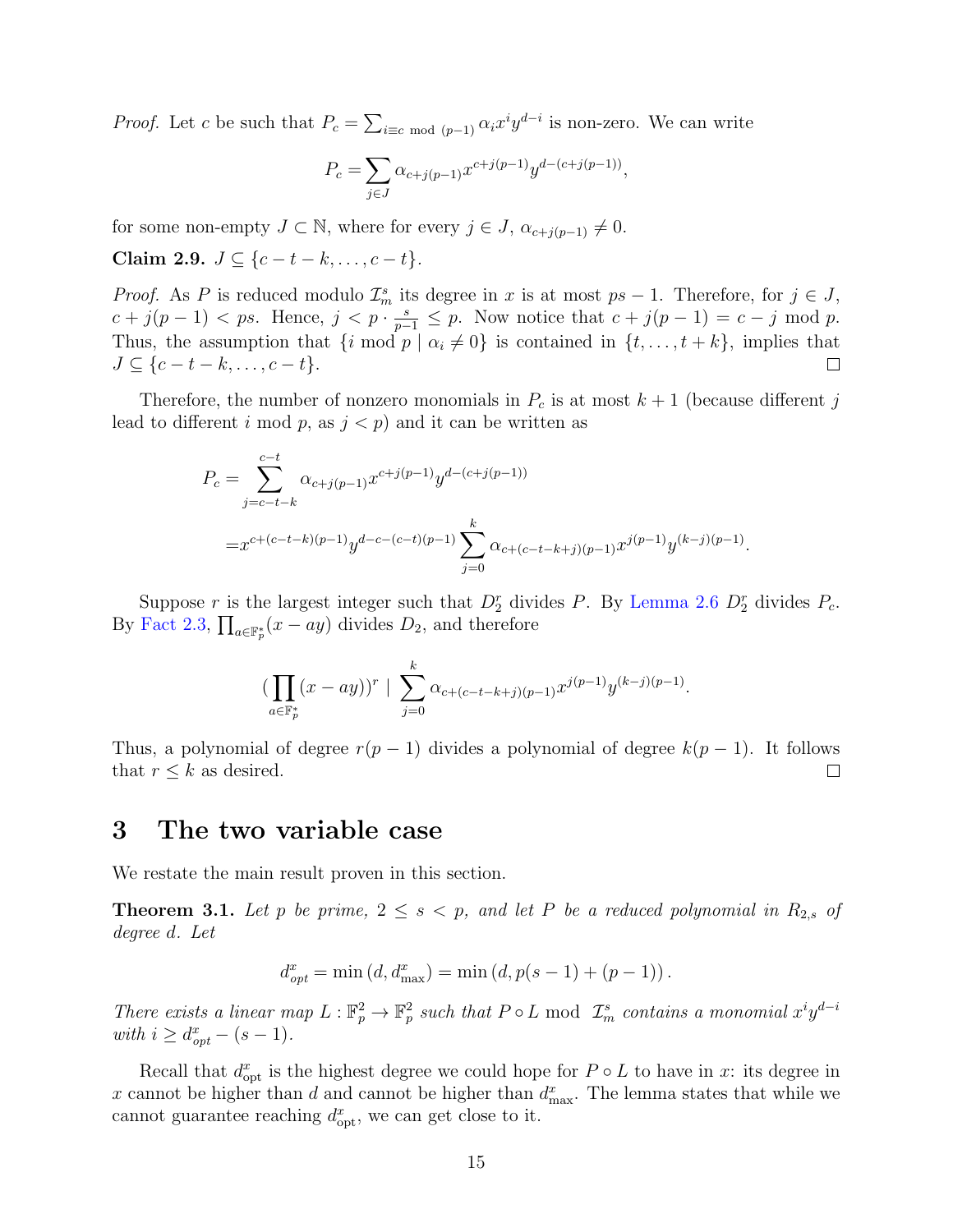*Proof.* Let $c$ be such that $P_c = \sum_{i \equiv c \bmod (p-1)} \alpha_i x^i y^{d-i}$ is non-zero. We can write

$$P_c = \sum_{j \in J} \alpha_{c+j(p-1)} x^{c+j(p-1)} y^{d-(c+j(p-1))},$$

for some non-empty $J \subset \mathbb{N}$, where for every $j \in J$, $\alpha_{c+j(p-1)} \neq 0$.

**Claim 2.9.** $J \subseteq \{c-t-k, \ldots, c-t\}$.

*Proof.* As $P$ is reduced modulo $\mathcal{I}_m^s$ its degree in $x$ is at most $ps-1$. Therefore, for $j \in J$, $c + j(p-1) < ps$. Hence, $j < p \cdot \frac{s}{p-1} \leq p$. Now notice that $c + j(p-1) = c - j \bmod p$. Thus, the assumption that $\{i \bmod p \mid \alpha_i \neq 0\}$ is contained in $\{t, \ldots, t+k\}$, implies that $J \subseteq \{c-t-k, \ldots, c-t\}$. $\square$

Therefore, the number of nonzero monomials in $P_c$ is at most $k+1$ (because different $j$ lead to different $i \bmod p$, as $j < p$) and it can be written as

$$\begin{aligned}
P_c = & \sum_{j=c-t-k}^{c-t} \alpha_{c+j(p-1)} x^{c+j(p-1)} y^{d-(c+j(p-1))} \\
= & x^{c+(c-t-k)(p-1)} y^{d-c-(c-t)(p-1)} \sum_{j=0}^{k} \alpha_{c+(c-t-k+j)(p-1)} x^{j(p-1)} y^{(k-j)(p-1)}.
\end{aligned}$$

Suppose $r$ is the largest integer such that $D_2^r$ divides $P$. By Lemma 2.6 $D_2^r$ divides $P_c$. By Fact 2.3, $\prod_{a \in \mathbb{F}_p^*}(x - ay)$ divides $D_2$, and therefore

$$(\prod_{a \in \mathbb{F}_p^*}(x - ay))^r \mid \sum_{j=0}^{k} \alpha_{c+(c-t-k+j)(p-1)} x^{j(p-1)} y^{(k-j)(p-1)}.$$

Thus, a polynomial of degree $r(p-1)$ divides a polynomial of degree $k(p-1)$. It follows that $r \leq k$ as desired. $\square$

# 3 The two variable case

We restate the main result proven in this section.

**Theorem 3.1.** *Let $p$ be prime, $2 \leq s < p$, and let $P$ be a reduced polynomial in $R_{2,s}$ of degree $d$. Let*

$$d_{opt}^x = \min\left(d, d_{\max}^x\right) = \min\left(d, p(s-1) + (p-1)\right).$$

*There exists a linear map $L : \mathbb{F}_p^2 \to \mathbb{F}_p^2$ such that $P \circ L \bmod \mathcal{I}_m^s$ contains a monomial $x^i y^{d-i}$ with $i \geq d_{opt}^x - (s-1)$.*

Recall that $d_{\text{opt}}^x$ is the highest degree we could hope for $P \circ L$ to have in $x$: its degree in $x$ cannot be higher than $d$ and cannot be higher than $d_{\max}^x$. The lemma states that while we cannot guarantee reaching $d_{\text{opt}}^x$, we can get close to it.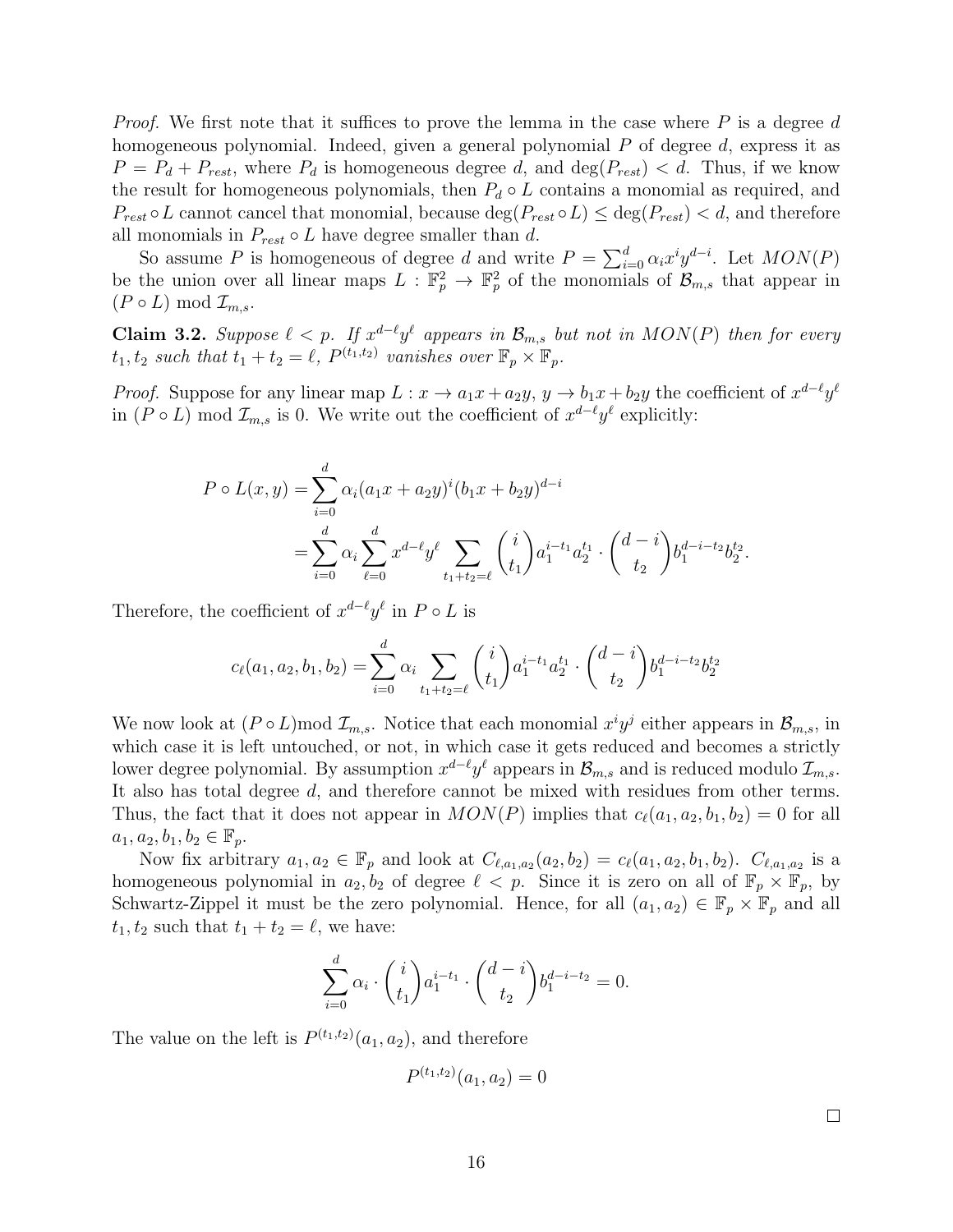*Proof.* We first note that it suffices to prove the lemma in the case where $P$ is a degree $d$ homogeneous polynomial. Indeed, given a general polynomial $P$ of degree $d$, express it as $P = P_d + P_{rest}$, where $P_d$ is homogeneous degree $d$, and $\deg(P_{rest}) < d$. Thus, if we know the result for homogeneous polynomials, then $P_d \circ L$ contains a monomial as required, and $P_{rest} \circ L$ cannot cancel that monomial, because $\deg(P_{rest} \circ L) \leq \deg(P_{rest}) < d$, and therefore all monomials in $P_{rest} \circ L$ have degree smaller than $d$.

So assume $P$ is homogeneous of degree $d$ and write $P = \sum_{i=0}^{d} \alpha_i x^i y^{d-i}$. Let $MON(P)$ be the union over all linear maps $L : \mathbb{F}_p^2 \to \mathbb{F}_p^2$ of the monomials of $\mathcal{B}_{m,s}$ that appear in $(P \circ L) \bmod \mathcal{I}_{m,s}$.

**Claim 3.2.** *Suppose $\ell < p$. If $x^{d-\ell}y^{\ell}$ appears in $\mathcal{B}_{m,s}$ but not in $MON(P)$ then for every $t_1, t_2$ such that $t_1 + t_2 = \ell$, $P^{(t_1,t_2)}$ vanishes over $\mathbb{F}_p \times \mathbb{F}_p$.*

*Proof.* Suppose for any linear map $L : x \to a_1 x + a_2 y$, $y \to b_1 x + b_2 y$ the coefficient of $x^{d-\ell}y^{\ell}$ in $(P \circ L) \bmod \mathcal{I}_{m,s}$ is 0. We write out the coefficient of $x^{d-\ell}y^{\ell}$ explicitly:

$$
\begin{aligned}
P \circ L(x,y) &= \sum_{i=0}^{d} \alpha_i (a_1 x + a_2 y)^i (b_1 x + b_2 y)^{d-i} \\
&= \sum_{i=0}^{d} \alpha_i \sum_{\ell=0}^{d} x^{d-\ell} y^{\ell} \sum_{t_1+t_2=\ell} \binom{i}{t_1} a_1^{i-t_1} a_2^{t_1} \cdot \binom{d-i}{t_2} b_1^{d-i-t_2} b_2^{t_2}.
\end{aligned}
$$

Therefore, the coefficient of $x^{d-\ell}y^{\ell}$ in $P \circ L$ is

$$
c_{\ell}(a_1, a_2, b_1, b_2) = \sum_{i=0}^{d} \alpha_i \sum_{t_1+t_2=\ell} \binom{i}{t_1} a_1^{i-t_1} a_2^{t_1} \cdot \binom{d-i}{t_2} b_1^{d-i-t_2} b_2^{t_2}
$$

We now look at $(P \circ L) \bmod \mathcal{I}_{m,s}$. Notice that each monomial $x^i y^j$ either appears in $\mathcal{B}_{m,s}$, in which case it is left untouched, or not, in which case it gets reduced and becomes a strictly lower degree polynomial. By assumption $x^{d-\ell}y^{\ell}$ appears in $\mathcal{B}_{m,s}$ and is reduced modulo $\mathcal{I}_{m,s}$. It also has total degree $d$, and therefore cannot be mixed with residues from other terms. Thus, the fact that it does not appear in $MON(P)$ implies that $c_{\ell}(a_1, a_2, b_1, b_2) = 0$ for all $a_1, a_2, b_1, b_2 \in \mathbb{F}_p$.

Now fix arbitrary $a_1, a_2 \in \mathbb{F}_p$ and look at $C_{\ell,a_1,a_2}(a_2, b_2) = c_{\ell}(a_1, a_2, b_1, b_2)$. $C_{\ell,a_1,a_2}$ is a homogeneous polynomial in $a_2, b_2$ of degree $\ell < p$. Since it is zero on all of $\mathbb{F}_p \times \mathbb{F}_p$, by Schwartz-Zippel it must be the zero polynomial. Hence, for all $(a_1, a_2) \in \mathbb{F}_p \times \mathbb{F}_p$ and all $t_1, t_2$ such that $t_1 + t_2 = \ell$, we have:

$$
\sum_{i=0}^{d} \alpha_i \cdot \binom{i}{t_1} a_1^{i-t_1} \cdot \binom{d-i}{t_2} b_1^{d-i-t_2} = 0.
$$

The value on the left is $P^{(t_1,t_2)}(a_1, a_2)$, and therefore

$$
P^{(t_1,t_2)}(a_1, a_2) = 0
$$

$\square$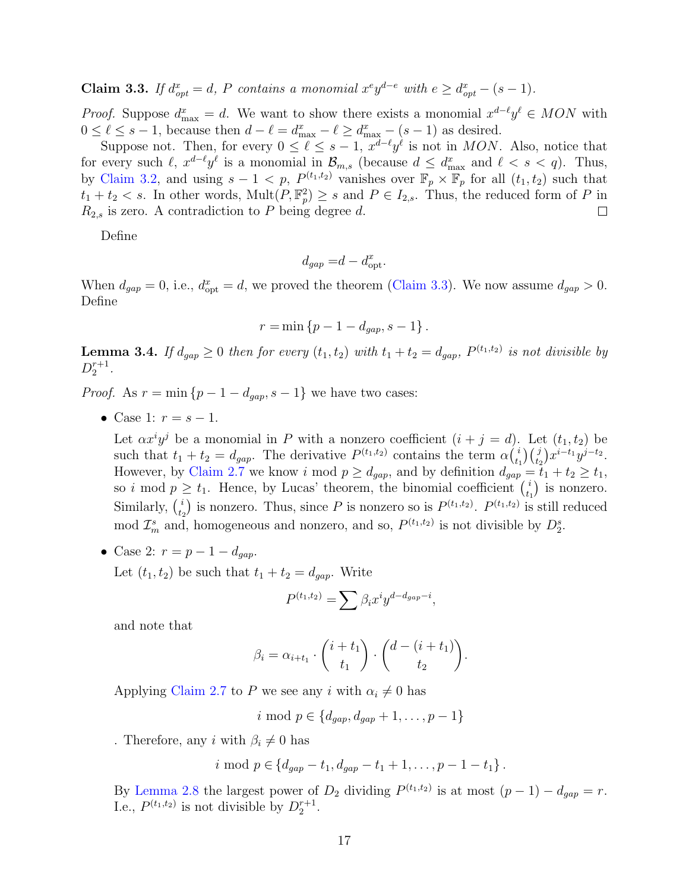**Claim 3.3.** *If $d^x_{opt} = d$, $P$ contains a monomial $x^e y^{d-e}$ with $e \geq d^x_{opt} - (s-1)$.*

*Proof.* Suppose $d^x_{\max} = d$. We want to show there exists a monomial $x^{d-\ell}y^\ell \in MON$ with $0 \leq \ell \leq s-1$, because then $d - \ell = d^x_{\max} - \ell \geq d^x_{\max} - (s-1)$ as desired.

Suppose not. Then, for every $0 \leq \ell \leq s-1$, $x^{d-\ell}y^\ell$ is not in $MON$. Also, notice that for every such $\ell$, $x^{d-\ell}y^\ell$ is a monomial in $\mathcal{B}_{m,s}$ (because $d \leq d^x_{\max}$ and $\ell < s < q$). Thus, by Claim 3.2, and using $s - 1 < p$, $P^{(t_1,t_2)}$ vanishes over $\mathbb{F}_p \times \mathbb{F}_p$ for all $(t_1, t_2)$ such that $t_1 + t_2 < s$. In other words, $\mathrm{Mult}(P, \mathbb{F}_p^2) \geq s$ and $P \in I_{2,s}$. Thus, the reduced form of $P$ in $R_{2,s}$ is zero. A contradiction to $P$ being degree $d$. $\square$

Define

$$d_{gap} = d - d^x_{\text{opt}}.$$

When $d_{gap} = 0$, i.e., $d^x_{\text{opt}} = d$, we proved the theorem (Claim 3.3). We now assume $d_{gap} > 0$. Define

$$r = \min\{p - 1 - d_{gap}, s - 1\}.$$

**Lemma 3.4.** *If $d_{gap} \geq 0$ then for every $(t_1, t_2)$ with $t_1 + t_2 = d_{gap}$, $P^{(t_1,t_2)}$ is not divisible by $D_2^{r+1}$.*

*Proof.* As $r = \min\{p - 1 - d_{gap}, s - 1\}$ we have two cases:

- Case 1: $r = s - 1$.

  Let $\alpha x^i y^j$ be a monomial in $P$ with a nonzero coefficient ($i + j = d$). Let $(t_1, t_2)$ be such that $t_1 + t_2 = d_{gap}$. The derivative $P^{(t_1,t_2)}$ contains the term $\alpha \binom{i}{t_1}\binom{j}{t_2} x^{i-t_1} y^{j-t_2}$. However, by Claim 2.7 we know $i \bmod p \geq d_{gap}$, and by definition $d_{gap} = t_1 + t_2 \geq t_1$, so $i \bmod p \geq t_1$. Hence, by Lucas' theorem, the binomial coefficient $\binom{i}{t_1}$ is nonzero. Similarly, $\binom{i}{t_2}$ is nonzero. Thus, since $P$ is nonzero so is $P^{(t_1,t_2)}$. $P^{(t_1,t_2)}$ is still reduced mod $\mathcal{I}^s_m$ and, homogeneous and nonzero, and so, $P^{(t_1,t_2)}$ is not divisible by $D_2^s$.

- Case 2: $r = p - 1 - d_{gap}$.

  Let $(t_1, t_2)$ be such that $t_1 + t_2 = d_{gap}$. Write

  $$P^{(t_1,t_2)} = \sum \beta_i x^i y^{d - d_{gap} - i},$$

  and note that

  $$\beta_i = \alpha_{i+t_1} \cdot \binom{i + t_1}{t_1} \cdot \binom{d - (i + t_1)}{t_2}.$$

  Applying Claim 2.7 to $P$ we see any $i$ with $\alpha_i \neq 0$ has

  $$i \bmod p \in \{d_{gap}, d_{gap} + 1, \ldots, p - 1\}$$

  . Therefore, any $i$ with $\beta_i \neq 0$ has

  $$i \bmod p \in \{d_{gap} - t_1, d_{gap} - t_1 + 1, \ldots, p - 1 - t_1\}.$$

  By Lemma 2.8 the largest power of $D_2$ dividing $P^{(t_1,t_2)}$ is at most $(p-1) - d_{gap} = r$. I.e., $P^{(t_1,t_2)}$ is not divisible by $D_2^{r+1}$.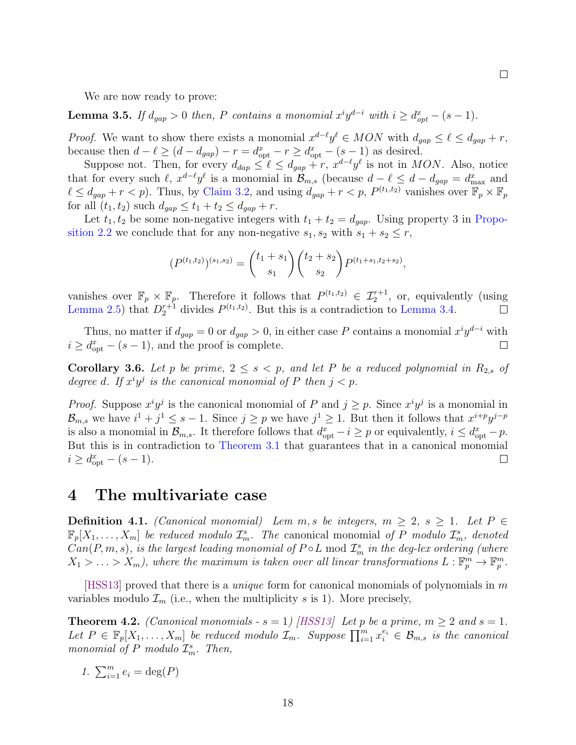□

We are now ready to prove:

**Lemma 3.5.** *If $d_{gap} > 0$ then, $P$ contains a monomial $x^i y^{d-i}$ with $i \geq d^x_{opt} - (s-1)$.*

*Proof.* We want to show there exists a monomial $x^{d-\ell}y^\ell \in MON$ with $d_{gap} \leq \ell \leq d_{gap} + r$, because then $d - \ell \geq (d - d_{gap}) - r = d^x_{\text{opt}} - r \geq d^x_{\text{opt}} - (s-1)$ as desired.

Suppose not. Then, for every $d_{dap} \leq \ell \leq d_{gap} + r$, $x^{d-\ell}y^\ell$ is not in $MON$. Also, notice that for every such $\ell$, $x^{d-\ell}y^\ell$ is a monomial in $\mathcal{B}_{m,s}$ (because $d - \ell \leq d - d_{gap} = d^x_{\max}$ and $\ell \leq d_{gap} + r < p$). Thus, by Claim 3.2, and using $d_{gap} + r < p$, $P^{(t_1,t_2)}$ vanishes over $\mathbb{F}_p \times \mathbb{F}_p$ for all $(t_1, t_2)$ such $d_{gap} \leq t_1 + t_2 \leq d_{gap} + r$.

Let $t_1, t_2$ be some non-negative integers with $t_1 + t_2 = d_{gap}$. Using property 3 in Proposition 2.2 we conclude that for any non-negative $s_1, s_2$ with $s_1 + s_2 \leq r$,

$$(P^{(t_1,t_2)})^{(s_1,s_2)} = \binom{t_1+s_1}{s_1}\binom{t_2+s_2}{s_2} P^{(t_1+s_1,t_2+s_2)},$$

vanishes over $\mathbb{F}_p \times \mathbb{F}_p$. Therefore it follows that $P^{(t_1,t_2)} \in \mathcal{I}_2^{r+1}$, or, equivalently (using Lemma 2.5) that $D_2^{r+1}$ divides $P^{(t_1,t_2)}$. But this is a contradiction to Lemma 3.4. □

Thus, no matter if $d_{gap} = 0$ or $d_{gap} > 0$, in either case $P$ contains a monomial $x^i y^{d-i}$ with $i \geq d^x_{\text{opt}} - (s-1)$, and the proof is complete. □

**Corollary 3.6.** *Let $p$ be prime, $2 \leq s < p$, and let $P$ be a reduced polynomial in $R_{2,s}$ of degree $d$. If $x^i y^j$ is the canonical monomial of $P$ then $j < p$.*

*Proof.* Suppose $x^i y^j$ is the canonical monomial of $P$ and $j \geq p$. Since $x^i y^j$ is a monomial in $\mathcal{B}_{m,s}$ we have $i^1 + j^1 \leq s - 1$. Since $j \geq p$ we have $j^1 \geq 1$. But then it follows that $x^{i+p}y^{j-p}$ is also a monomial in $\mathcal{B}_{m,s}$. It therefore follows that $d^x_{\text{opt}} - i \geq p$ or equivalently, $i \leq d^x_{\text{opt}} - p$. But this is in contradiction to Theorem 3.1 that guarantees that in a canonical monomial $i \geq d^x_{\text{opt}} - (s-1)$. □

# 4 The multivariate case

**Definition 4.1.** *(Canonical monomial) Lem $m, s$ be integers, $m \geq 2$, $s \geq 1$. Let $P \in \mathbb{F}_p[X_1, \ldots, X_m]$ be reduced modulo $\mathcal{I}^s_m$. The* canonical monomial *of $P$ modulo $\mathcal{I}^s_m$, denoted $Can(P, m, s)$, is the largest leading monomial of $P \circ L \bmod \mathcal{I}^s_m$ in the deg-lex ordering (where $X_1 > \ldots > X_m$), where the maximum is taken over all linear transformations $L : \mathbb{F}_p^m \to \mathbb{F}_p^m$.*

[HSS13] proved that there is a *unique* form for canonical monomials of polynomials in $m$ variables modulo $\mathcal{I}_m$ (i.e., when the multiplicity $s$ is 1). More precisely,

**Theorem 4.2.** *(Canonical monomials - $s = 1$) [HSS13] Let $p$ be a prime, $m \geq 2$ and $s = 1$. Let $P \in \mathbb{F}_p[X_1, \ldots, X_m]$ be reduced modulo $\mathcal{I}_m$. Suppose $\prod_{i=1}^m x_i^{e_i} \in \mathcal{B}_{m,s}$ is the canonical monomial of $P$ modulo $\mathcal{I}^s_m$. Then,*

1. $\sum_{i=1}^m e_i = \deg(P)$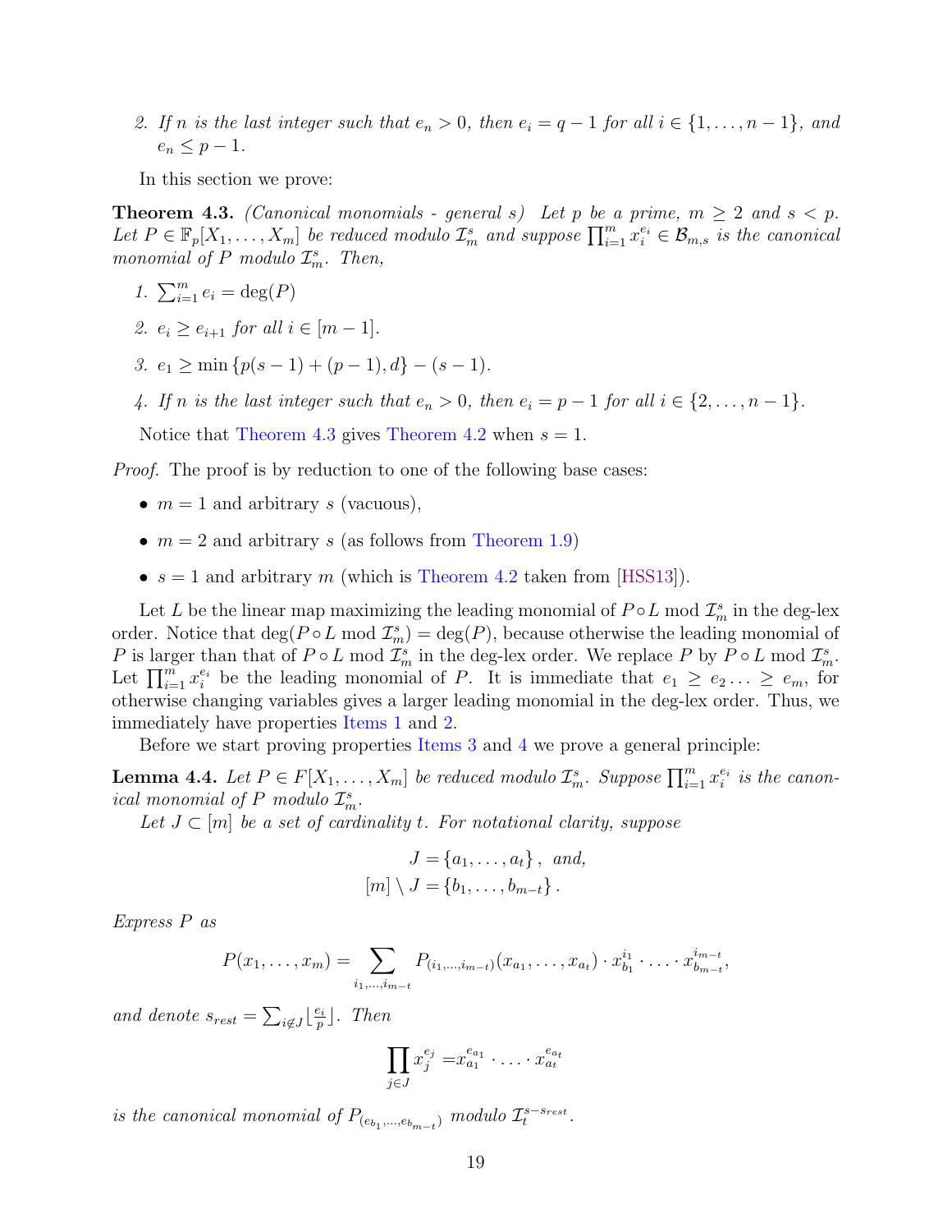2. *If $n$ is the last integer such that $e_n > 0$, then $e_i = q-1$ for all $i \in \{1, \ldots, n-1\}$, and $e_n \leq p-1$.*

In this section we prove:

**Theorem 4.3.** *(Canonical monomials - general $s$) Let $p$ be a prime, $m \geq 2$ and $s < p$. Let $P \in \mathbb{F}_p[X_1, \ldots, X_m]$ be reduced modulo $\mathcal{I}_m^s$ and suppose $\prod_{i=1}^m x_i^{e_i} \in \mathcal{B}_{m,s}$ is the canonical monomial of $P$ modulo $\mathcal{I}_m^s$. Then,*

1. *$\sum_{i=1}^m e_i = \deg(P)$*
2. *$e_i \geq e_{i+1}$ for all $i \in [m-1]$.*
3. *$e_1 \geq \min\{p(s-1) + (p-1), d\} - (s-1)$.*
4. *If $n$ is the last integer such that $e_n > 0$, then $e_i = p-1$ for all $i \in \{2, \ldots, n-1\}$.*

Notice that Theorem 4.3 gives Theorem 4.2 when $s = 1$.

*Proof.* The proof is by reduction to one of the following base cases:

- $m = 1$ and arbitrary $s$ (vacuous),
- $m = 2$ and arbitrary $s$ (as follows from Theorem 1.9)
- $s = 1$ and arbitrary $m$ (which is Theorem 4.2 taken from [HSS13]).

Let $L$ be the linear map maximizing the leading monomial of $P \circ L \bmod \mathcal{I}_m^s$ in the deg-lex order. Notice that $\deg(P \circ L \bmod \mathcal{I}_m^s) = \deg(P)$, because otherwise the leading monomial of $P$ is larger than that of $P \circ L \bmod \mathcal{I}_m^s$ in the deg-lex order. We replace $P$ by $P \circ L \bmod \mathcal{I}_m^s$. Let $\prod_{i=1}^m x_i^{e_i}$ be the leading monomial of $P$. It is immediate that $e_1 \geq e_2 \ldots \geq e_m$, for otherwise changing variables gives a larger leading monomial in the deg-lex order. Thus, we immediately have properties Items 1 and 2.

Before we start proving properties Items 3 and 4 we prove a general principle:

**Lemma 4.4.** *Let $P \in F[X_1, \ldots, X_m]$ be reduced modulo $\mathcal{I}_m^s$. Suppose $\prod_{i=1}^m x_i^{e_i}$ is the canonical monomial of $P$ modulo $\mathcal{I}_m^s$.*

*Let $J \subset [m]$ be a set of cardinality $t$. For notational clarity, suppose*

$$J = \{a_1, \ldots, a_t\}, \text{ and,}$$
$$[m] \setminus J = \{b_1, \ldots, b_{m-t}\}.$$

*Express $P$ as*

$$P(x_1, \ldots, x_m) = \sum_{i_1, \ldots, i_{m-t}} P_{(i_1, \ldots, i_{m-t})}(x_{a_1}, \ldots, x_{a_t}) \cdot x_{b_1}^{i_1} \cdot \ldots \cdot x_{b_{m-t}}^{i_{m-t}},$$

*and denote $s_{rest} = \sum_{i \notin J} \lfloor \frac{e_i}{p} \rfloor$. Then*

$$\prod_{j \in J} x_j^{e_j} = x_{a_1}^{e_{a_1}} \cdot \ldots \cdot x_{a_t}^{e_{a_t}}$$

*is the canonical monomial of $P_{(e_{b_1}, \ldots, e_{b_{m-t}})}$ modulo $\mathcal{I}_t^{s - s_{rest}}$.*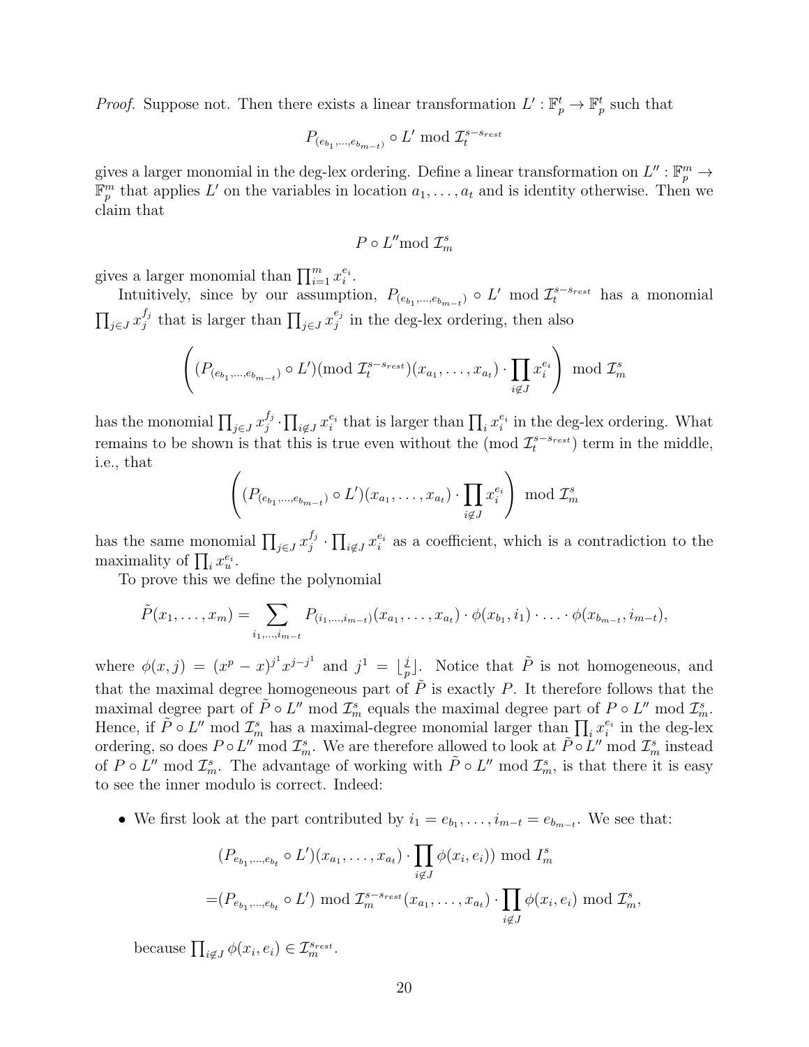*Proof.* Suppose not. Then there exists a linear transformation $L' : \mathbb{F}_p^t \to \mathbb{F}_p^t$ such that

$$P_{(e_{b_1},\ldots,e_{b_{m-t}})} \circ L' \bmod \mathcal{I}_t^{s-s_{rest}}$$

gives a larger monomial in the deg-lex ordering. Define a linear transformation on $L'' : \mathbb{F}_p^m \to \mathbb{F}_p^m$ that applies $L'$ on the variables in location $a_1, \ldots, a_t$ and is identity otherwise. Then we claim that

$$P \circ L'' \bmod \mathcal{I}_m^s$$

gives a larger monomial than $\prod_{i=1}^m x_i^{e_i}$.

Intuitively, since by our assumption, $P_{(e_{b_1},\ldots,e_{b_{m-t}})} \circ L' \bmod \mathcal{I}_t^{s-s_{rest}}$ has a monomial $\prod_{j\in J} x_j^{f_j}$ that is larger than $\prod_{j\in J} x_j^{e_j}$ in the deg-lex ordering, then also

$$\left( (P_{(e_{b_1},\ldots,e_{b_{m-t}})} \circ L')(\bmod \mathcal{I}_t^{s-s_{rest}})(x_{a_1},\ldots,x_{a_t}) \cdot \prod_{i\notin J} x_i^{e_i} \right) \bmod \mathcal{I}_m^s$$

has the monomial $\prod_{j\in J} x_j^{f_j} \cdot \prod_{i\notin J} x_i^{e_i}$ that is larger than $\prod_i x_i^{e_i}$ in the deg-lex ordering. What remains to be shown is that this is true even without the $(\bmod \mathcal{I}_t^{s-s_{rest}})$ term in the middle, i.e., that

$$\left( (P_{(e_{b_1},\ldots,e_{b_{m-t}})} \circ L')(x_{a_1},\ldots,x_{a_t}) \cdot \prod_{i\notin J} x_i^{e_i} \right) \bmod \mathcal{I}_m^s$$

has the same monomial $\prod_{j\in J} x_j^{f_j} \cdot \prod_{i\notin J} x_i^{e_i}$ as a coefficient, which is a contradiction to the maximality of $\prod_i x_u^{e_i}$.

To prove this we define the polynomial

$$\tilde{P}(x_1,\ldots,x_m) = \sum_{i_1,\ldots,i_{m-t}} P_{(i_1,\ldots,i_{m-t})}(x_{a_1},\ldots,x_{a_t}) \cdot \phi(x_{b_1}, i_1) \cdot \ldots \cdot \phi(x_{b_{m-t}}, i_{m-t}),$$

where $\phi(x,j) = (x^p - x)^{j^1} x^{j-j^1}$ and $j^1 = \lfloor \frac{j}{p} \rfloor$. Notice that $\tilde{P}$ is not homogeneous, and that the maximal degree homogeneous part of $\tilde{P}$ is exactly $P$. It therefore follows that the maximal degree part of $\tilde{P} \circ L'' \bmod \mathcal{I}_m^s$ equals the maximal degree part of $P \circ L'' \bmod \mathcal{I}_m^s$. Hence, if $\tilde{P} \circ L'' \bmod \mathcal{I}_m^s$ has a maximal-degree monomial larger than $\prod_i x_i^{e_i}$ in the deg-lex ordering, so does $P \circ L'' \bmod \mathcal{I}_m^s$. We are therefore allowed to look at $\tilde{P} \circ L'' \bmod \mathcal{I}_m^s$ instead of $P \circ L'' \bmod \mathcal{I}_m^s$. The advantage of working with $\tilde{P} \circ L'' \bmod \mathcal{I}_m^s$, is that there it is easy to see the inner modulo is correct. Indeed:

- We first look at the part contributed by $i_1 = e_{b_1}, \ldots, i_{m-t} = e_{b_{m-t}}$. We see that:

$$\begin{aligned}
&(P_{e_{b_1},\ldots,e_{b_t}} \circ L')(x_{a_1},\ldots,x_{a_t}) \cdot \prod_{i\notin J} \phi(x_i, e_i)) \bmod I_m^s \\
=&(P_{e_{b_1},\ldots,e_{b_t}} \circ L') \bmod \mathcal{I}_m^{s-s_{rest}}(x_{a_1},\ldots,x_{a_t}) \cdot \prod_{i\notin J} \phi(x_i, e_i) \bmod \mathcal{I}_m^s,
\end{aligned}$$

  because $\prod_{i\notin J} \phi(x_i, e_i) \in \mathcal{I}_m^{s_{rest}}$.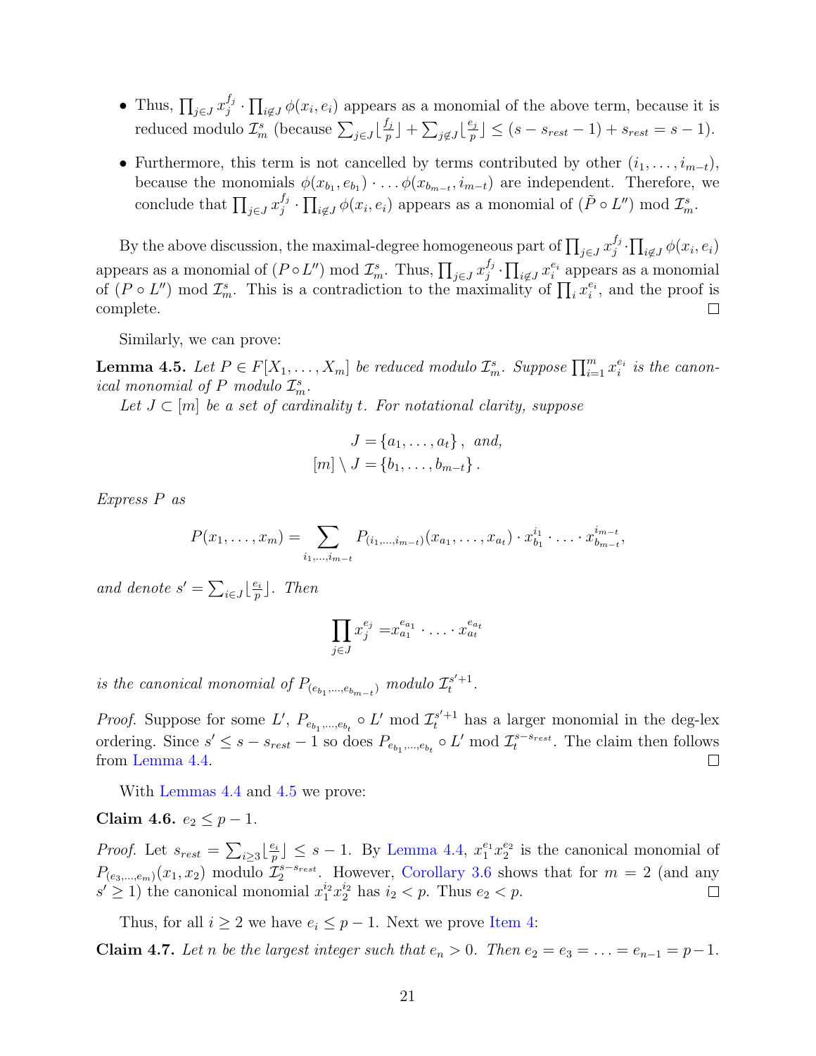- Thus, $\prod_{j\in J} x_j^{f_j} \cdot \prod_{i\notin J} \phi(x_i, e_i)$ appears as a monomial of the above term, because it is reduced modulo $\mathcal{I}_m^s$ (because $\sum_{j\in J}\lfloor \frac{f_j}{p} \rfloor + \sum_{j\notin J}\lfloor \frac{e_j}{p}\rfloor \le (s - s_{rest} - 1) + s_{rest} = s-1$).
- Furthermore, this term is not cancelled by terms contributed by other $(i_1, \ldots, i_{m-t})$, because the monomials $\phi(x_{b_1}, e_{b_1}) \cdot \ldots \phi(x_{b_{m-t}}, i_{m-t})$ are independent. Therefore, we conclude that $\prod_{j\in J} x_j^{f_j} \cdot \prod_{i\notin J} \phi(x_i, e_i)$ appears as a monomial of $(\tilde{P} \circ L'')$ mod $\mathcal{I}_m^s$.

By the above discussion, the maximal-degree homogeneous part of $\prod_{j\in J} x_j^{f_j} \cdot \prod_{i\notin J} \phi(x_i, e_i)$ appears as a monomial of $(P \circ L'')$ mod $\mathcal{I}_m^s$. Thus, $\prod_{j\in J} x_j^{f_j} \cdot \prod_{i\notin J} x_i^{e_i}$ appears as a monomial of $(P \circ L'')$ mod $\mathcal{I}_m^s$. This is a contradiction to the maximality of $\prod_i x_i^{e_i}$, and the proof is complete. □

Similarly, we can prove:

**Lemma 4.5.** *Let $P \in F[X_1, \ldots, X_m]$ be reduced modulo $\mathcal{I}_m^s$. Suppose $\prod_{i=1}^m x_i^{e_i}$ is the canonical monomial of $P$ modulo $\mathcal{I}_m^s$.*

*Let $J \subset [m]$ be a set of cardinality $t$. For notational clarity, suppose*

$$J = \{a_1, \ldots, a_t\}, \text{ and,}$$
$$[m] \setminus J = \{b_1, \ldots, b_{m-t}\}.$$

*Express $P$ as*

$$P(x_1, \ldots, x_m) = \sum_{i_1, \ldots, i_{m-t}} P_{(i_1, \ldots, i_{m-t})}(x_{a_1}, \ldots, x_{a_t}) \cdot x_{b_1}^{i_1} \cdot \ldots \cdot x_{b_{m-t}}^{i_{m-t}},$$

*and denote $s' = \sum_{i\in J}\lfloor \frac{e_i}{p} \rfloor$. Then*

$$\prod_{j\in J} x_j^{e_j} = x_{a_1}^{e_{a_1}} \cdot \ldots \cdot x_{a_t}^{e_{a_t}}$$

*is the canonical monomial of $P_{(e_{b_1}, \ldots, e_{b_{m-t}})}$ modulo $\mathcal{I}_t^{s'+1}$.*

*Proof.* Suppose for some $L'$, $P_{e_{b_1}, \ldots, e_{b_t}} \circ L'$ mod $\mathcal{I}_t^{s'+1}$ has a larger monomial in the deg-lex ordering. Since $s' \le s - s_{rest} - 1$ so does $P_{e_{b_1}, \ldots, e_{b_t}} \circ L'$ mod $\mathcal{I}_t^{s - s_{rest}}$. The claim then follows from Lemma 4.4. □

With Lemmas 4.4 and 4.5 we prove:

**Claim 4.6.** $e_2 \le p - 1$.

*Proof.* Let $s_{rest} = \sum_{i\ge 3} \lfloor \frac{e_i}{p} \rfloor \le s - 1$. By Lemma 4.4, $x_1^{e_1} x_2^{e_2}$ is the canonical monomial of $P_{(e_3, \ldots, e_m)}(x_1, x_2)$ modulo $\mathcal{I}_2^{s - s_{rest}}$. However, Corollary 3.6 shows that for $m = 2$ (and any $s' \ge 1$) the canonical monomial $x_1^{i_2} x_2^{i_2}$ has $i_2 < p$. Thus $e_2 < p$. □

Thus, for all $i \ge 2$ we have $e_i \le p - 1$. Next we prove Item 4:

**Claim 4.7.** *Let $n$ be the largest integer such that $e_n > 0$. Then $e_2 = e_3 = \ldots = e_{n-1} = p - 1$.*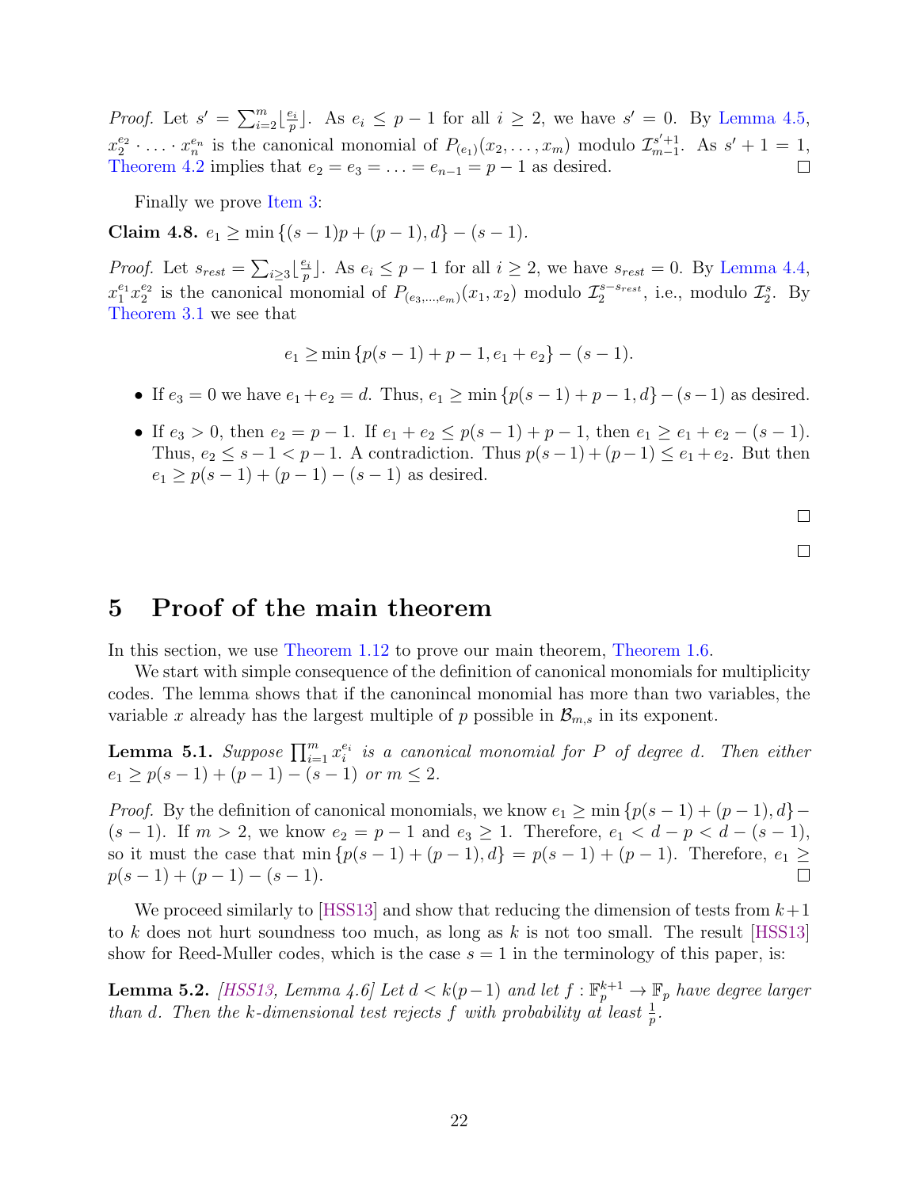*Proof.* Let $s' = \sum_{i=2}^{m} \lfloor \frac{e_i}{p} \rfloor$. As $e_i \le p-1$ for all $i \ge 2$, we have $s' = 0$. By Lemma 4.5, $x_2^{e_2} \cdot \ldots \cdot x_n^{e_n}$ is the canonical monomial of $P_{(e_1)}(x_2, \ldots, x_m)$ modulo $\mathcal{I}_{m-1}^{s'+1}$. As $s'+1 = 1$, Theorem 4.2 implies that $e_2 = e_3 = \ldots = e_{n-1} = p-1$ as desired. ◻

Finally we prove Item 3:

**Claim 4.8.** $e_1 \ge \min\{(s-1)p + (p-1), d\} - (s-1)$.

*Proof.* Let $s_{rest} = \sum_{i \ge 3} \lfloor \frac{e_i}{p} \rfloor$. As $e_i \le p-1$ for all $i \ge 2$, we have $s_{rest} = 0$. By Lemma 4.4, $x_1^{e_1} x_2^{e_2}$ is the canonical monomial of $P_{(e_3,\ldots,e_m)}(x_1, x_2)$ modulo $\mathcal{I}_2^{s - s_{rest}}$, i.e., modulo $\mathcal{I}_2^{s}$. By Theorem 3.1 we see that

$$e_1 \ge \min\{p(s-1) + p - 1, e_1 + e_2\} - (s-1).$$

- If $e_3 = 0$ we have $e_1 + e_2 = d$. Thus, $e_1 \ge \min\{p(s-1) + p - 1, d\} - (s-1)$ as desired.
- If $e_3 > 0$, then $e_2 = p-1$. If $e_1 + e_2 \le p(s-1) + p - 1$, then $e_1 \ge e_1 + e_2 - (s-1)$. Thus, $e_2 \le s - 1 < p - 1$. A contradiction. Thus $p(s-1) + (p-1) \le e_1 + e_2$. But then $e_1 \ge p(s-1) + (p-1) - (s-1)$ as desired.

◻

◻

# 5 Proof of the main theorem

In this section, we use Theorem 1.12 to prove our main theorem, Theorem 1.6.

We start with simple consequence of the definition of canonical monomials for multiplicity codes. The lemma shows that if the canoninical monomial has more than two variables, the variable $x$ already has the largest multiple of $p$ possible in $\mathcal{B}_{m,s}$ in its exponent.

**Lemma 5.1.** *Suppose $\prod_{i=1}^{m} x_i^{e_i}$ is a canonical monomial for $P$ of degree $d$. Then either $e_1 \ge p(s-1) + (p-1) - (s-1)$ or $m \le 2$.*

*Proof.* By the definition of canonical monomials, we know $e_1 \ge \min\{p(s-1) + (p-1), d\} - (s-1)$. If $m > 2$, we know $e_2 = p-1$ and $e_3 \ge 1$. Therefore, $e_1 < d - p < d - (s-1)$, so it must the case that $\min\{p(s-1) + (p-1), d\} = p(s-1) + (p-1)$. Therefore, $e_1 \ge p(s-1) + (p-1) - (s-1)$. ◻

We proceed similarly to [HSS13] and show that reducing the dimension of tests from $k+1$ to $k$ does not hurt soundness too much, as long as $k$ is not too small. The result [HSS13] show for Reed-Muller codes, which is the case $s = 1$ in the terminology of this paper, is:

**Lemma 5.2.** *[HSS13, Lemma 4.6] Let $d < k(p-1)$ and let $f : \mathbb{F}_p^{k+1} \to \mathbb{F}_p$ have degree larger than $d$. Then the $k$-dimensional test rejects $f$ with probability at least $\frac{1}{p}$.*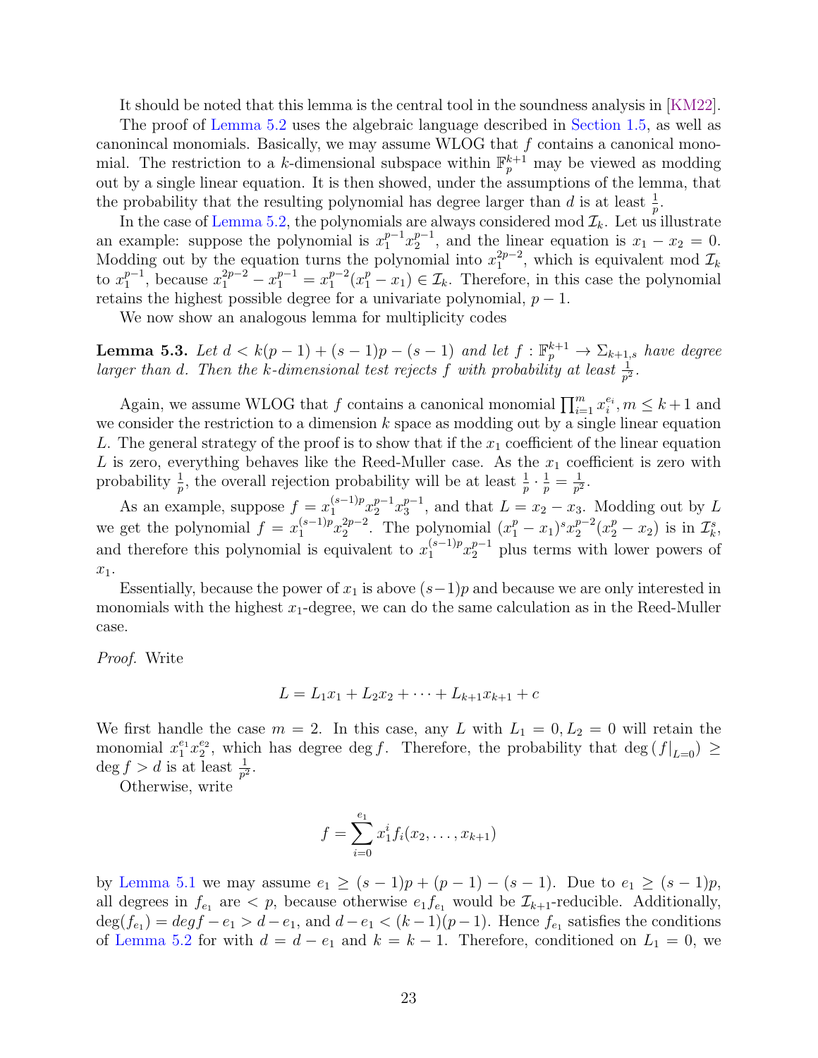It should be noted that this lemma is the central tool in the soundness analysis in [KM22].

The proof of Lemma 5.2 uses the algebraic language described in Section 1.5, as well as canonincal monomials. Basically, we may assume WLOG that $f$ contains a canonical monomial. The restriction to a $k$-dimensional subspace within $\mathbb{F}_p^{k+1}$ may be viewed as modding out by a single linear equation. It is then showed, under the assumptions of the lemma, that the probability that the resulting polynomial has degree larger than $d$ is at least $\frac{1}{p}$.

In the case of Lemma 5.2, the polynomials are always considered mod $\mathcal{I}_k$. Let us illustrate an example: suppose the polynomial is $x_1^{p-1}x_2^{p-1}$, and the linear equation is $x_1 - x_2 = 0$. Modding out by the equation turns the polynomial into $x_1^{2p-2}$, which is equivalent mod $\mathcal{I}_k$ to $x_1^{p-1}$, because $x_1^{2p-2} - x_1^{p-1} = x_1^{p-2}(x_1^p - x_1) \in \mathcal{I}_k$. Therefore, in this case the polynomial retains the highest possible degree for a univariate polynomial, $p-1$.

We now show an analogous lemma for multiplicity codes

**Lemma 5.3.** *Let $d < k(p-1) + (s-1)p - (s-1)$ and let $f : \mathbb{F}_p^{k+1} \to \Sigma_{k+1,s}$ have degree larger than $d$. Then the $k$-dimensional test rejects $f$ with probability at least $\frac{1}{p^2}$.*

Again, we assume WLOG that $f$ contains a canonical monomial $\prod_{i=1}^m x_i^{e_i}, m \le k+1$ and we consider the restriction to a dimension $k$ space as modding out by a single linear equation $L$. The general strategy of the proof is to show that if the $x_1$ coefficient of the linear equation $L$ is zero, everything behaves like the Reed-Muller case. As the $x_1$ coefficient is zero with probability $\frac{1}{p}$, the overall rejection probability will be at least $\frac{1}{p} \cdot \frac{1}{p} = \frac{1}{p^2}$.

As an example, suppose $f = x_1^{(s-1)p}x_2^{p-1}x_3^{p-1}$, and that $L = x_2 - x_3$. Modding out by $L$ we get the polynomial $f = x_1^{(s-1)p}x_2^{2p-2}$. The polynomial $(x_1^p - x_1)^s x_2^{p-2}(x_2^p - x_2)$ is in $\mathcal{I}_k^s$, and therefore this polynomial is equivalent to $x_1^{(s-1)p}x_2^{p-1}$ plus terms with lower powers of $x_1$.

Essentially, because the power of $x_1$ is above $(s-1)p$ and because we are only interested in monomials with the highest $x_1$-degree, we can do the same calculation as in the Reed-Muller case.

*Proof.* Write

$$L = L_1x_1 + L_2x_2 + \cdots + L_{k+1}x_{k+1} + c$$

We first handle the case $m = 2$. In this case, any $L$ with $L_1 = 0, L_2 = 0$ will retain the monomial $x_1^{e_1}x_2^{e_2}$, which has degree $\deg f$. Therefore, the probability that $\deg(f|_{L=0}) \ge \deg f > d$ is at least $\frac{1}{p^2}$.

Otherwise, write

$$f = \sum_{i=0}^{e_1} x_1^i f_i(x_2, \ldots, x_{k+1})$$

by Lemma 5.1 we may assume $e_1 \ge (s-1)p + (p-1) - (s-1)$. Due to $e_1 \ge (s-1)p$, all degrees in $f_{e_1}$ are $< p$, because otherwise $e_1 f_{e_1}$ would be $\mathcal{I}_{k+1}$-reducible. Additionally, $\deg(f_{e_1}) = deg f - e_1 > d - e_1$, and $d - e_1 < (k-1)(p-1)$. Hence $f_{e_1}$ satisfies the conditions of Lemma 5.2 for with $d = d - e_1$ and $k = k-1$. Therefore, conditioned on $L_1 = 0$, we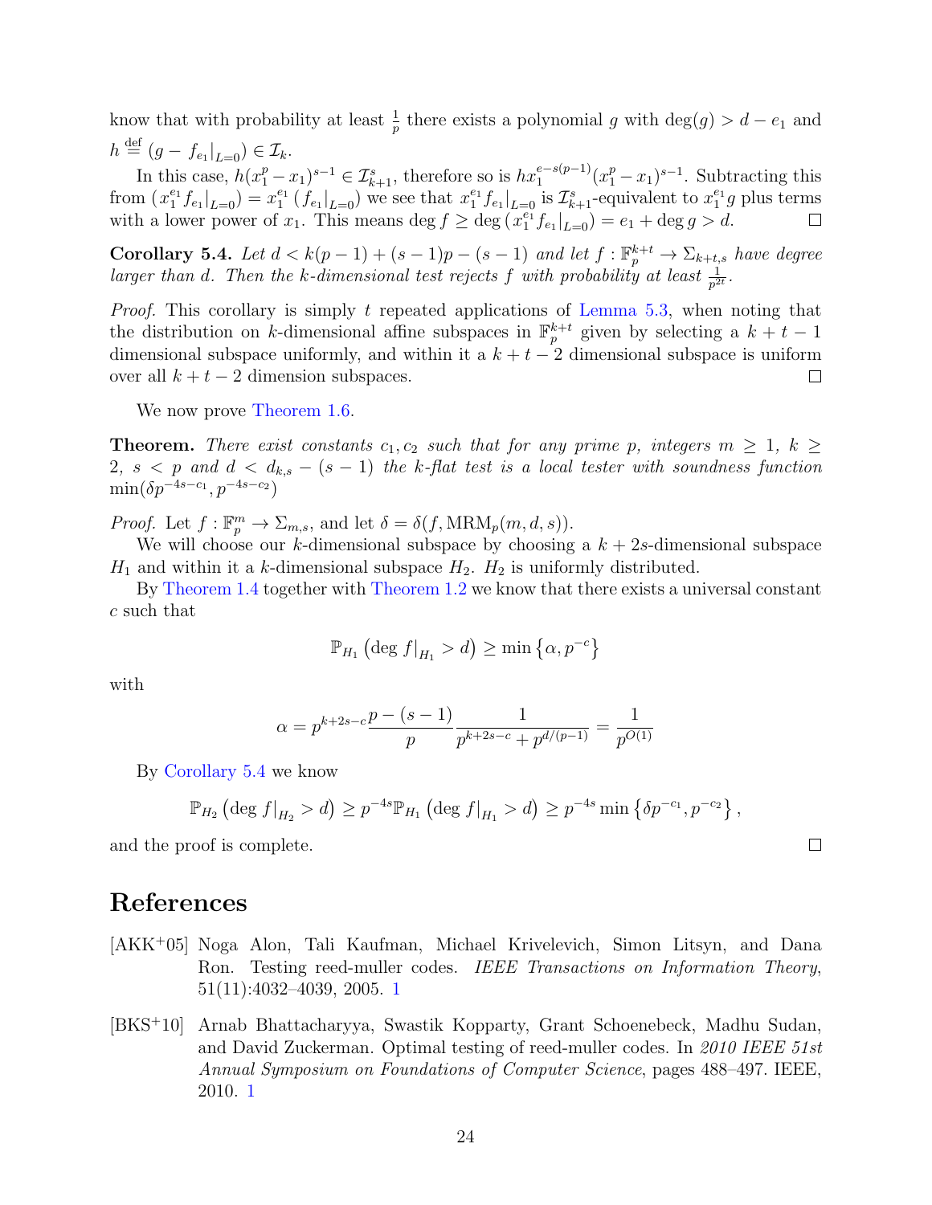know that with probability at least $\frac{1}{p}$ there exists a polynomial $g$ with $\deg(g) > d - e_1$ and $h \stackrel{\text{def}}{=} (g - f_{e_1}|_{L=0}) \in \mathcal{I}_k$.

In this case, $h(x_1^p - x_1)^{s-1} \in \mathcal{I}_{k+1}^s$, therefore so is $hx_1^{e-s(p-1)}(x_1^p - x_1)^{s-1}$. Subtracting this from $(x_1^{e_1} f_{e_1}|_{L=0}) = x_1^{e_1}(f_{e_1}|_{L=0})$ we see that $x_1^{e_1} f_{e_1}|_{L=0}$ is $\mathcal{I}_{k+1}^s$-equivalent to $x_1^{e_1} g$ plus terms with a lower power of $x_1$. This means $\deg f \geq \deg(x_1^{e_1} f_{e_1}|_{L=0}) = e_1 + \deg g > d$. □

**Corollary 5.4.** *Let $d < k(p-1) + (s-1)p - (s-1)$ and let $f : \mathbb{F}_p^{k+t} \to \Sigma_{k+t,s}$ have degree larger than $d$. Then the $k$-dimensional test rejects $f$ with probability at least $\frac{1}{p^{2t}}$.*

*Proof.* This corollary is simply $t$ repeated applications of Lemma 5.3, when noting that the distribution on $k$-dimensional affine subspaces in $\mathbb{F}_p^{k+t}$ given by selecting a $k+t-1$ dimensional subspace uniformly, and within it a $k+t-2$ dimensional subspace is uniform over all $k+t-2$ dimension subspaces. □

We now prove Theorem 1.6.

**Theorem.** *There exist constants $c_1, c_2$ such that for any prime $p$, integers $m \geq 1$, $k \geq 2$, $s < p$ and $d < d_{k,s} - (s-1)$ the $k$-flat test is a local tester with soundness function $\min(\delta p^{-4s-c_1}, p^{-4s-c_2})$*

*Proof.* Let $f : \mathbb{F}_p^m \to \Sigma_{m,s}$, and let $\delta = \delta(f, \mathrm{MRM}_p(m, d, s))$.

We will choose our $k$-dimensional subspace by choosing a $k+2s$-dimensional subspace $H_1$ and within it a $k$-dimensional subspace $H_2$. $H_2$ is uniformly distributed.

By Theorem 1.4 together with Theorem 1.2 we know that there exists a universal constant $c$ such that

$$\mathbb{P}_{H_1}\left(\deg f|_{H_1} > d\right) \geq \min\left\{\alpha, p^{-c}\right\}$$

with

$$\alpha = p^{k+2s-c}\frac{p-(s-1)}{p}\frac{1}{p^{k+2s-c} + p^{d/(p-1)}} = \frac{1}{p^{O(1)}}$$

By Corollary 5.4 we know

$$\mathbb{P}_{H_2}\left(\deg f|_{H_2} > d\right) \geq p^{-4s}\mathbb{P}_{H_1}\left(\deg f|_{H_1} > d\right) \geq p^{-4s}\min\left\{\delta p^{-c_1}, p^{-c_2}\right\},$$

and the proof is complete. □

# References

[AKK+05] Noga Alon, Tali Kaufman, Michael Krivelevich, Simon Litsyn, and Dana Ron. Testing reed-muller codes. *IEEE Transactions on Information Theory*, 51(11):4032–4039, 2005. 1

[BKS+10] Arnab Bhattacharyya, Swastik Kopparty, Grant Schoenebeck, Madhu Sudan, and David Zuckerman. Optimal testing of reed-muller codes. In *2010 IEEE 51st Annual Symposium on Foundations of Computer Science*, pages 488–497. IEEE, 2010. 1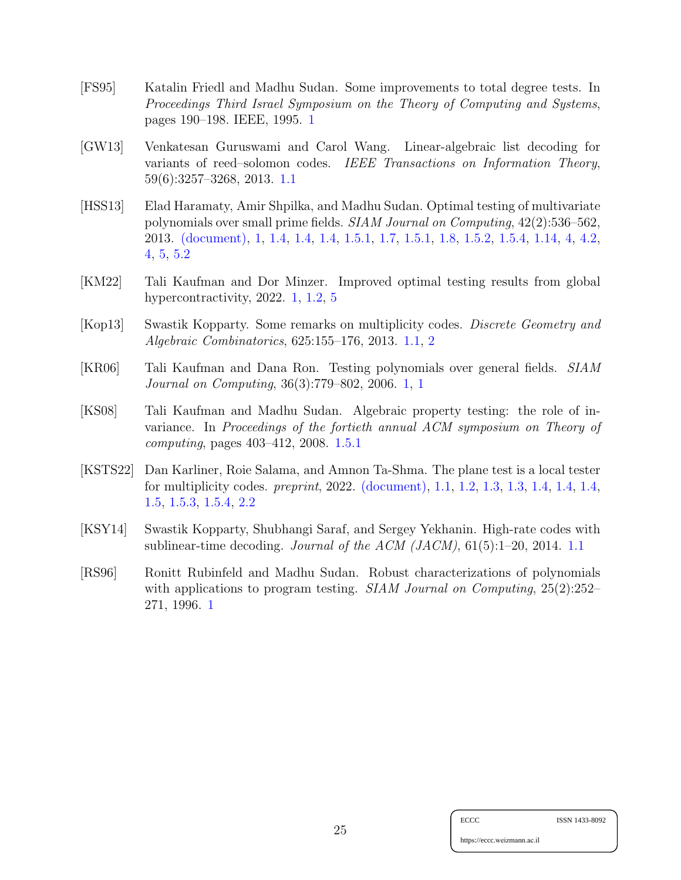[FS95] Katalin Friedl and Madhu Sudan. Some improvements to total degree tests. In *Proceedings Third Israel Symposium on the Theory of Computing and Systems*, pages 190–198. IEEE, 1995. 1

[GW13] Venkatesan Guruswami and Carol Wang. Linear-algebraic list decoding for variants of reed–solomon codes. *IEEE Transactions on Information Theory*, 59(6):3257–3268, 2013. 1.1

[HSS13] Elad Haramaty, Amir Shpilka, and Madhu Sudan. Optimal testing of multivariate polynomials over small prime fields. *SIAM Journal on Computing*, 42(2):536–562, 2013. (document), 1, 1.4, 1.4, 1.4, 1.5.1, 1.7, 1.5.1, 1.8, 1.5.2, 1.5.4, 1.14, 4, 4.2, 4, 5, 5.2

[KM22] Tali Kaufman and Dor Minzer. Improved optimal testing results from global hypercontractivity, 2022. 1, 1.2, 5

[Kop13] Swastik Kopparty. Some remarks on multiplicity codes. *Discrete Geometry and Algebraic Combinatorics*, 625:155–176, 2013. 1.1, 2

[KR06] Tali Kaufman and Dana Ron. Testing polynomials over general fields. *SIAM Journal on Computing*, 36(3):779–802, 2006. 1, 1

[KS08] Tali Kaufman and Madhu Sudan. Algebraic property testing: the role of invariance. In *Proceedings of the fortieth annual ACM symposium on Theory of computing*, pages 403–412, 2008. 1.5.1

[KSTS22] Dan Karliner, Roie Salama, and Amnon Ta-Shma. The plane test is a local tester for multiplicity codes. *preprint*, 2022. (document), 1.1, 1.2, 1.3, 1.3, 1.4, 1.4, 1.4, 1.5, 1.5.3, 1.5.4, 2.2

[KSY14] Swastik Kopparty, Shubhangi Saraf, and Sergey Yekhanin. High-rate codes with sublinear-time decoding. *Journal of the ACM (JACM)*, 61(5):1–20, 2014. 1.1

[RS96] Ronitt Rubinfeld and Madhu Sudan. Robust characterizations of polynomials with applications to program testing. *SIAM Journal on Computing*, 25(2):252–271, 1996. 1

ECCC ISSN 1433-8092

https://eccc.weizmann.ac.il